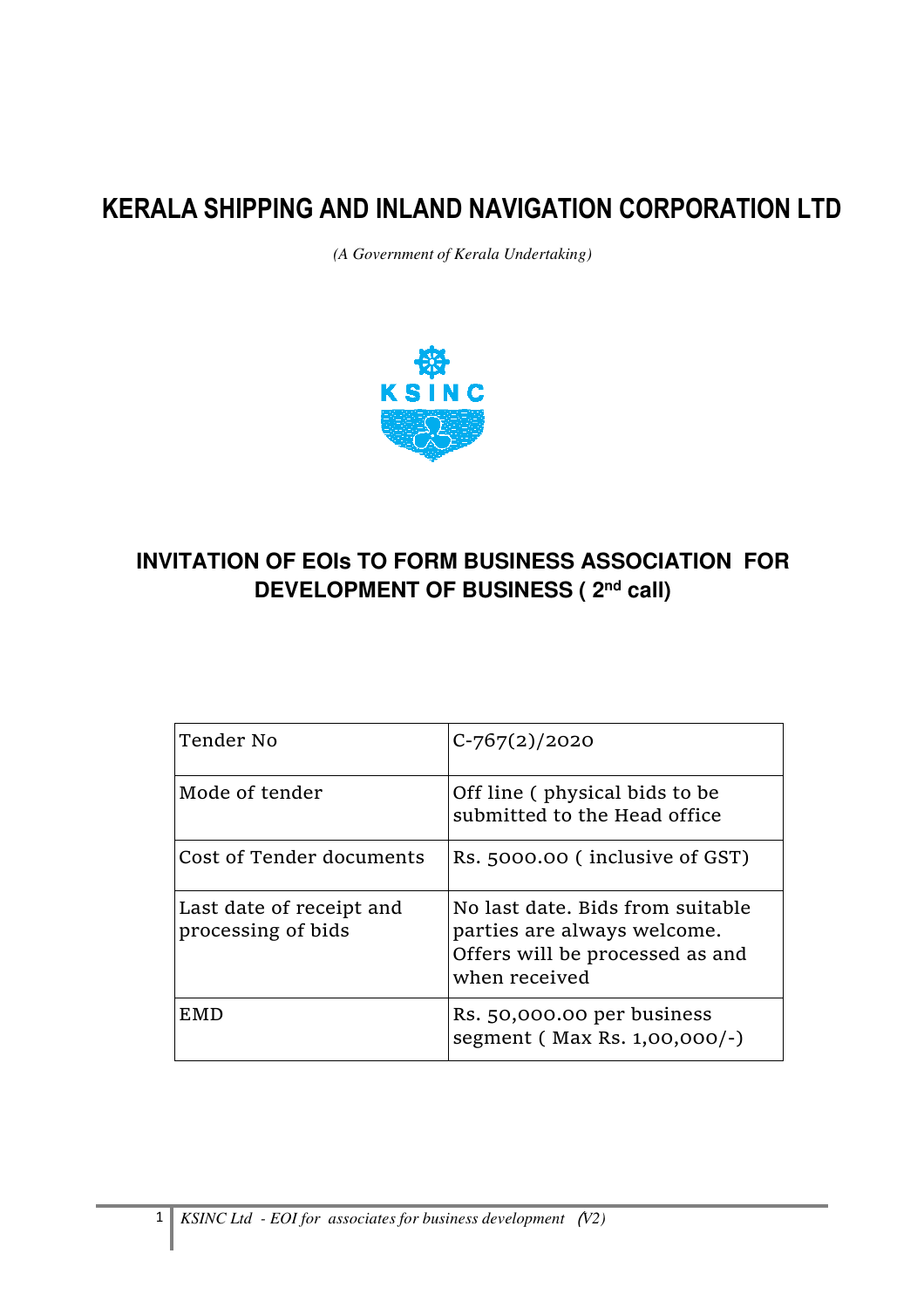# KERALA SHIPPING AND INLAND NAVIGATION CORPORATION LTD

*(A Government of Kerala Undertaking)*

## INVITATION OF EOIs TO FORM BUSINESS ASSOCIATION FOR DEVELOPMENT OF BUSINESS ( 2nd call)

| Tender No | C-767(2)/2020 |
|---|---|
| Mode of tender | Off line ( physical bids to be submitted to the Head office |
| Cost of Tender documents | Rs. 5000.00 ( inclusive of GST) |
| Last date of receipt and processing of bids | No last date. Bids from suitable parties are always welcome. Offers will be processed as and when received |
| EMD | Rs. 50,000.00 per business segment ( Max Rs. 1,00,000/-) |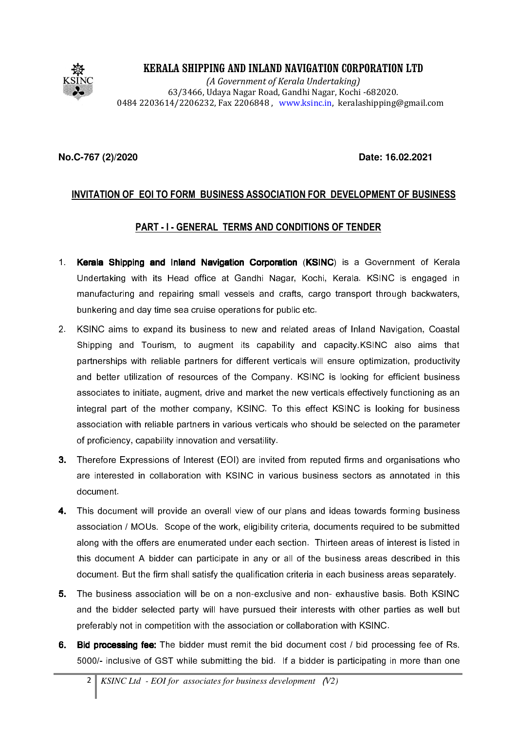# KERALA SHIPPING AND INLAND NAVIGATION CORPORATION LTD

*(A Government of Kerala Undertaking)*
63/3466, Udaya Nagar Road, Gandhi Nagar, Kochi -682020.
0484 2203614/2206232, Fax 2206848 , www.ksinc.in, keralashipping@gmail.com

**No.C-767 (2)/2020** **Date: 16.02.2021**

## INVITATION OF EOI TO FORM BUSINESS ASSOCIATION FOR DEVELOPMENT OF BUSINESS

## PART - I - GENERAL TERMS AND CONDITIONS OF TENDER

1. **Kerala Shipping and Inland Navigation Corporation** (**KSINC**) is a Government of Kerala Undertaking with its Head office at Gandhi Nagar, Kochi, Kerala. KSINC is engaged in manufacturing and repairing small vessels and crafts, cargo transport through backwaters, bunkering and day time sea cruise operations for public etc.
2. KSINC aims to expand its business to new and related areas of Inland Navigation, Coastal Shipping and Tourism, to augment its capability and capacity.KSINC also aims that partnerships with reliable partners for different verticals will ensure optimization, productivity and better utilization of resources of the Company. KSINC is looking for efficient business associates to initiate, augment, drive and market the new verticals effectively functioning as an integral part of the mother company, KSINC. To this effect KSINC is looking for business association with reliable partners in various verticals who should be selected on the parameter of proficiency, capability innovation and versatility.
3. Therefore Expressions of Interest (EOI) are invited from reputed firms and organisations who are interested in collaboration with KSINC in various business sectors as annotated in this document.
4. This document will provide an overall view of our plans and ideas towards forming business association / MOUs. Scope of the work, eligibility criteria, documents required to be submitted along with the offers are enumerated under each section. Thirteen areas of interest is listed in this document A bidder can participate in any or all of the business areas described in this document. But the firm shall satisfy the qualification criteria in each business areas separately.
5. The business association will be on a non-exclusive and non- exhaustive basis. Both KSINC and the bidder selected party will have pursued their interests with other parties as well but preferably not in competition with the association or collaboration with KSINC.
6. **Bid processing fee:** The bidder must remit the bid document cost / bid processing fee of Rs. 5000/- inclusive of GST while submitting the bid. If a bidder is participating in more than one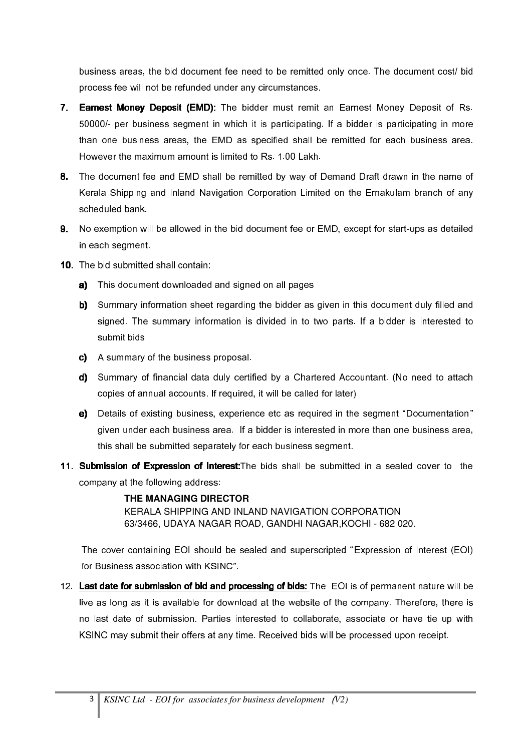business areas, the bid document fee need to be remitted only once. The document cost/ bid process fee will not be refunded under any circumstances.

7. **Earnest Money Deposit (EMD):** The bidder must remit an Earnest Money Deposit of Rs. 50000/- per business segment in which it is participating. If a bidder is participating in more than one business areas, the EMD as specified shall be remitted for each business area. However the maximum amount is limited to Rs. 1.00 Lakh.

8. The document fee and EMD shall be remitted by way of Demand Draft drawn in the name of Kerala Shipping and Inland Navigation Corporation Limited on the Ernakulam branch of any scheduled bank.

9. No exemption will be allowed in the bid document fee or EMD, except for start-ups as detailed in each segment.

10. The bid submitted shall contain:
    - **a)** This document downloaded and signed on all pages
    - **b)** Summary information sheet regarding the bidder as given in this document duly filled and signed. The summary information is divided in to two parts. If a bidder is interested to submit bids
    - **c)** A summary of the business proposal.
    - **d)** Summary of financial data duly certified by a Chartered Accountant. (No need to attach copies of annual accounts. If required, it will be called for later)
    - **e)** Details of existing business, experience etc as required in the segment "Documentation" given under each business area. If a bidder is interested in more than one business area, this shall be submitted separately for each business segment.

11. **Submission of Expression of Interest:** The bids shall be submitted in a sealed cover to the company at the following address:

    **THE MANAGING DIRECTOR**
    KERALA SHIPPING AND INLAND NAVIGATION CORPORATION
    63/3466, UDAYA NAGAR ROAD, GANDHI NAGAR,KOCHI - 682 020.

    The cover containing EOI should be sealed and superscripted "Expression of Interest (EOI) for Business association with KSINC".

12. **<u>Last date for submission of bid and processing of bids:</u>** The EOI is of permanent nature will be live as long as it is available for download at the website of the company. Therefore, there is no last date of submission. Parties interested to collaborate, associate or have tie up with KSINC may submit their offers at any time. Received bids will be processed upon receipt.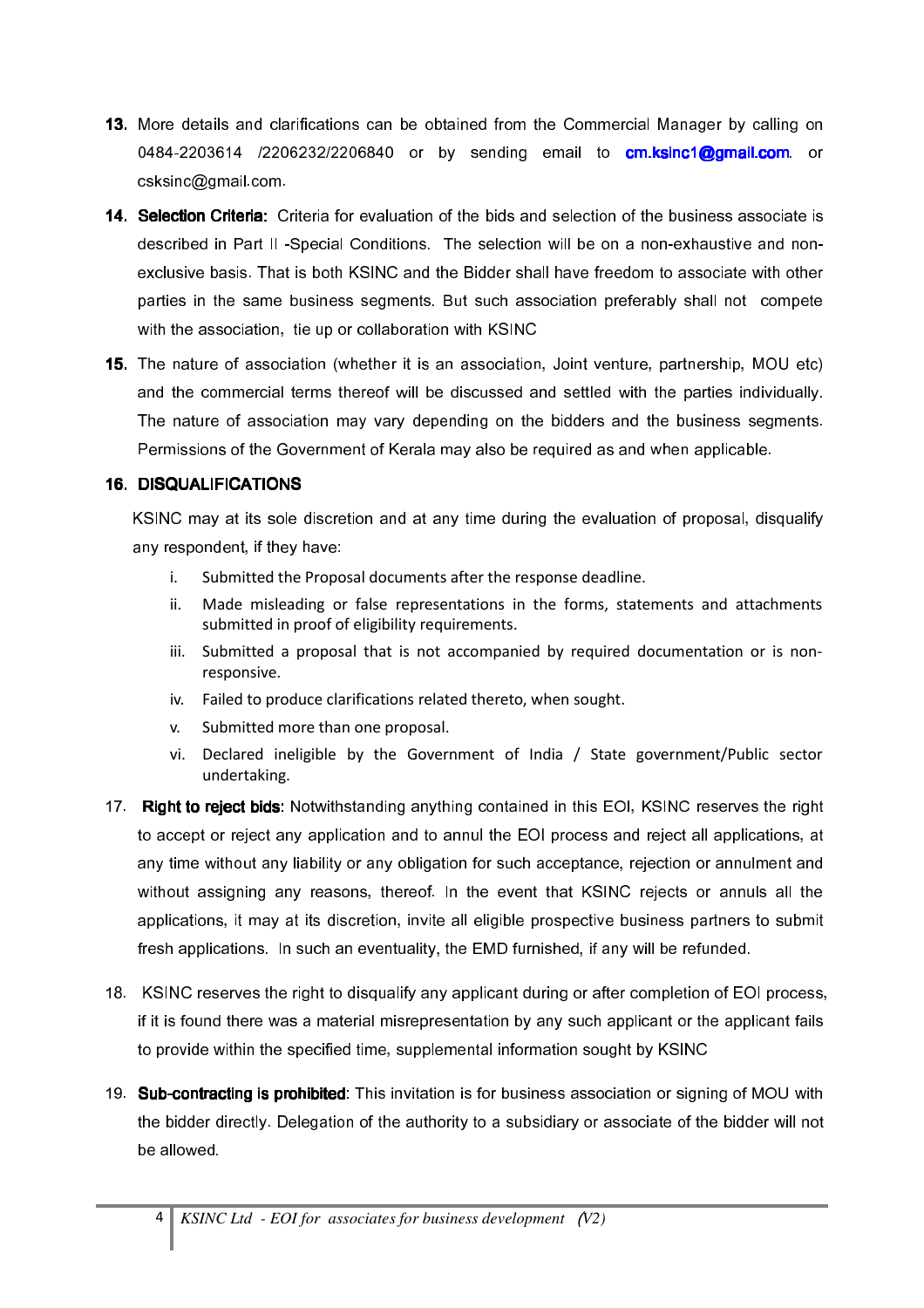13. More details and clarifications can be obtained from the Commercial Manager by calling on 0484-2203614 /2206232/2206840 or by sending email to **cm.ksinc1@gmail.com**. or csksinc@gmail.com.

14. **Selection Criteria:** Criteria for evaluation of the bids and selection of the business associate is described in Part II -Special Conditions. The selection will be on a non-exhaustive and non-exclusive basis. That is both KSINC and the Bidder shall have freedom to associate with other parties in the same business segments. But such association preferably shall not compete with the association, tie up or collaboration with KSINC

15. The nature of association (whether it is an association, Joint venture, partnership, MOU etc) and the commercial terms thereof will be discussed and settled with the parties individually. The nature of association may vary depending on the bidders and the business segments. Permissions of the Government of Kerala may also be required as and when applicable.

16. **DISQUALIFICATIONS**

KSINC may at its sole discretion and at any time during the evaluation of proposal, disqualify any respondent, if they have:

i. Submitted the Proposal documents after the response deadline.
ii. Made misleading or false representations in the forms, statements and attachments submitted in proof of eligibility requirements.
iii. Submitted a proposal that is not accompanied by required documentation or is non-responsive.
iv. Failed to produce clarifications related thereto, when sought.
v. Submitted more than one proposal.
vi. Declared ineligible by the Government of India / State government/Public sector undertaking.

17. **Right to reject bids**: Notwithstanding anything contained in this EOI, KSINC reserves the right to accept or reject any application and to annul the EOI process and reject all applications, at any time without any liability or any obligation for such acceptance, rejection or annulment and without assigning any reasons, thereof. In the event that KSINC rejects or annuls all the applications, it may at its discretion, invite all eligible prospective business partners to submit fresh applications. In such an eventuality, the EMD furnished, if any will be refunded.

18. KSINC reserves the right to disqualify any applicant during or after completion of EOI process, if it is found there was a material misrepresentation by any such applicant or the applicant fails to provide within the specified time, supplemental information sought by KSINC

19. **Sub-contracting is prohibited**: This invitation is for business association or signing of MOU with the bidder directly. Delegation of the authority to a subsidiary or associate of the bidder will not be allowed.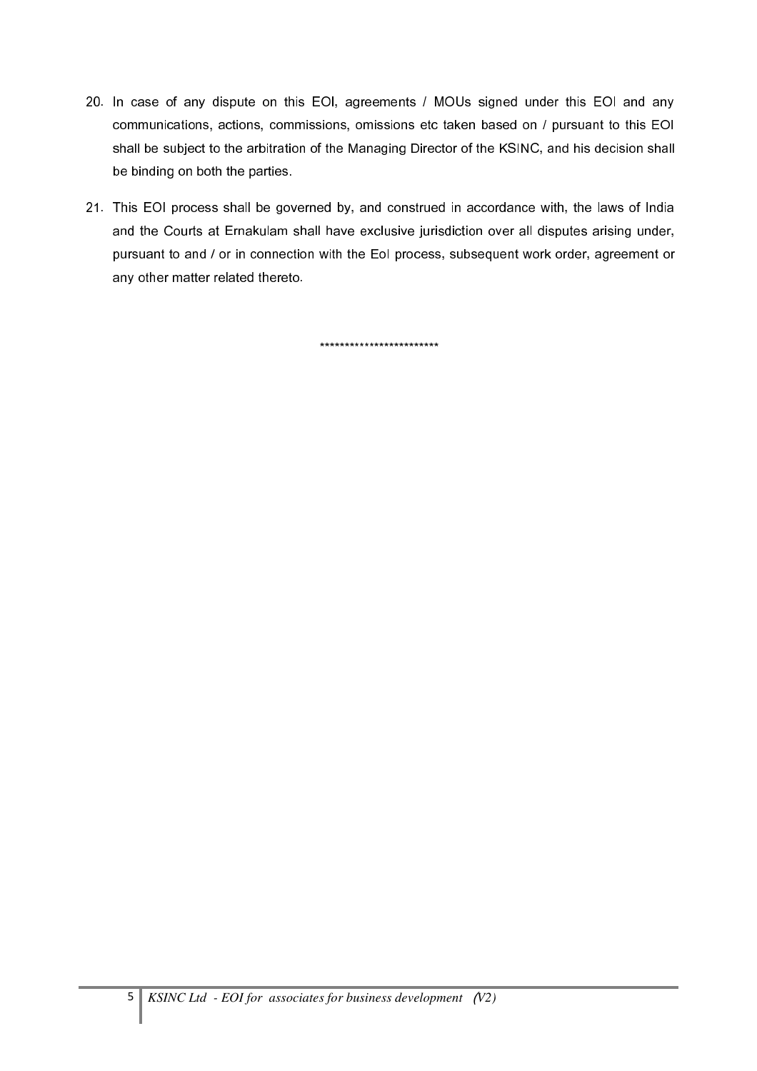20. In case of any dispute on this EOI, agreements / MOUs signed under this EOI and any communications, actions, commissions, omissions etc taken based on / pursuant to this EOI shall be subject to the arbitration of the Managing Director of the KSINC, and his decision shall be binding on both the parties.

21. This EOI process shall be governed by, and construed in accordance with, the laws of India and the Courts at Ernakulam shall have exclusive jurisdiction over all disputes arising under, pursuant to and / or in connection with the EoI process, subsequent work order, agreement or any other matter related thereto.

************************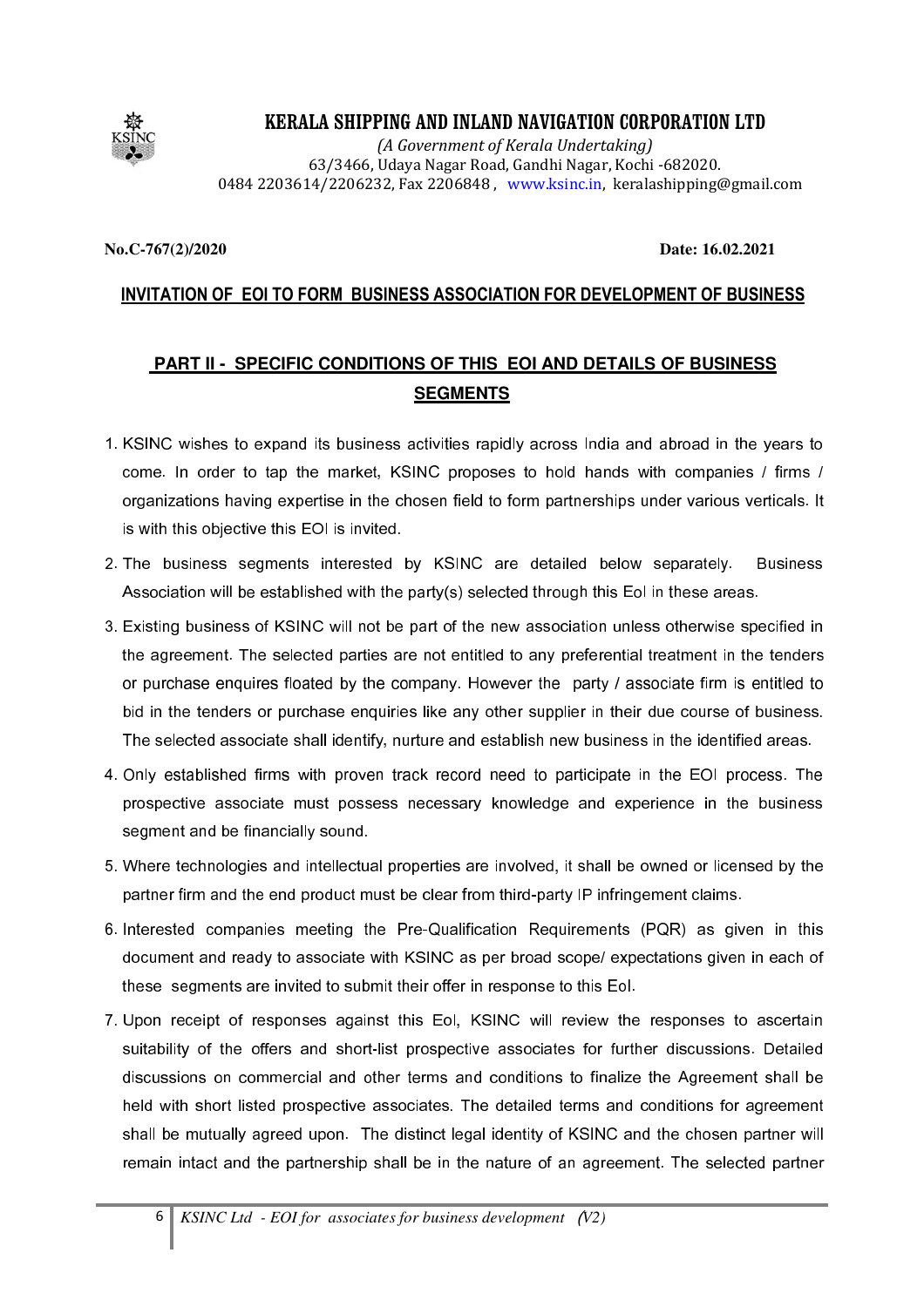# KERALA SHIPPING AND INLAND NAVIGATION CORPORATION LTD

*(A Government of Kerala Undertaking)*
63/3466, Udaya Nagar Road, Gandhi Nagar, Kochi -682020.
0484 2203614/2206232, Fax 2206848 , www.ksinc.in, keralashipping@gmail.com

**No.C-767(2)/2020** **Date: 16.02.2021**

## INVITATION OF EOI TO FORM BUSINESS ASSOCIATION FOR DEVELOPMENT OF BUSINESS

## PART II - SPECIFIC CONDITIONS OF THIS EOI AND DETAILS OF BUSINESS SEGMENTS

1. KSINC wishes to expand its business activities rapidly across India and abroad in the years to come. In order to tap the market, KSINC proposes to hold hands with companies / firms / organizations having expertise in the chosen field to form partnerships under various verticals. It is with this objective this EOI is invited.
2. The business segments interested by KSINC are detailed below separately. Business Association will be established with the party(s) selected through this EoI in these areas.
3. Existing business of KSINC will not be part of the new association unless otherwise specified in the agreement. The selected parties are not entitled to any preferential treatment in the tenders or purchase enquires floated by the company. However the party / associate firm is entitled to bid in the tenders or purchase enquiries like any other supplier in their due course of business. The selected associate shall identify, nurture and establish new business in the identified areas.
4. Only established firms with proven track record need to participate in the EOI process. The prospective associate must possess necessary knowledge and experience in the business segment and be financially sound.
5. Where technologies and intellectual properties are involved, it shall be owned or licensed by the partner firm and the end product must be clear from third-party IP infringement claims.
6. Interested companies meeting the Pre-Qualification Requirements (PQR) as given in this document and ready to associate with KSINC as per broad scope/ expectations given in each of these segments are invited to submit their offer in response to this EoI.
7. Upon receipt of responses against this EoI, KSINC will review the responses to ascertain suitability of the offers and short-list prospective associates for further discussions. Detailed discussions on commercial and other terms and conditions to finalize the Agreement shall be held with short listed prospective associates. The detailed terms and conditions for agreement shall be mutually agreed upon. The distinct legal identity of KSINC and the chosen partner will remain intact and the partnership shall be in the nature of an agreement. The selected partner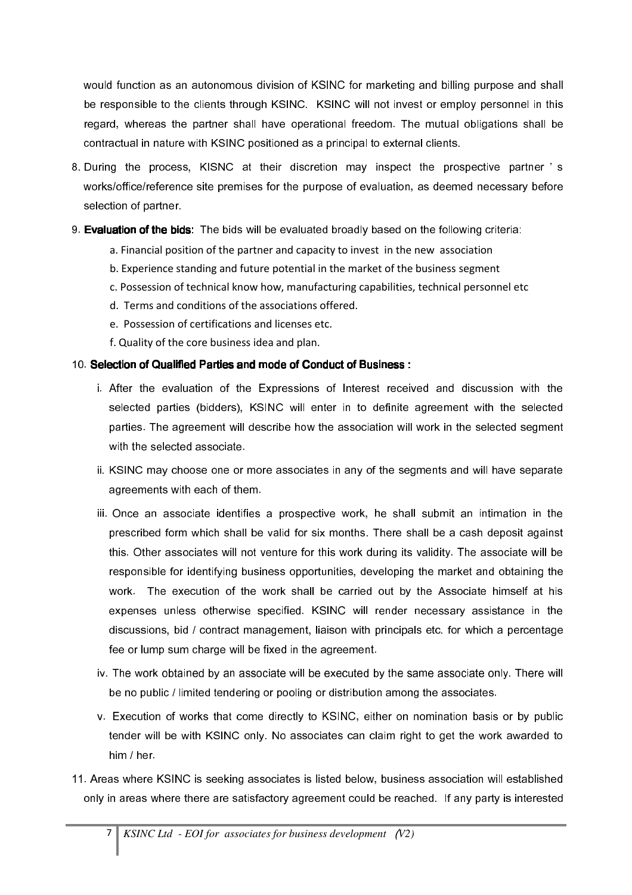would function as an autonomous division of KSINC for marketing and billing purpose and shall be responsible to the clients through KSINC. KSINC will not invest or employ personnel in this regard, whereas the partner shall have operational freedom. The mutual obligations shall be contractual in nature with KSINC positioned as a principal to external clients.

8. During the process, KISNC at their discretion may inspect the prospective partner ' s works/office/reference site premises for the purpose of evaluation, as deemed necessary before selection of partner.

9. **Evaluation of the bids**: The bids will be evaluated broadly based on the following criteria:

   a. Financial position of the partner and capacity to invest in the new association

   b. Experience standing and future potential in the market of the business segment

   c. Possession of technical know how, manufacturing capabilities, technical personnel etc

   d. Terms and conditions of the associations offered.

   e. Possession of certifications and licenses etc.

   f. Quality of the core business idea and plan.

10. **Selection of Qualified Parties and mode of Conduct of Business :**

    i. After the evaluation of the Expressions of Interest received and discussion with the selected parties (bidders), KSINC will enter in to definite agreement with the selected parties. The agreement will describe how the association will work in the selected segment with the selected associate.

    ii. KSINC may choose one or more associates in any of the segments and will have separate agreements with each of them.

    iii. Once an associate identifies a prospective work, he shall submit an intimation in the prescribed form which shall be valid for six months. There shall be a cash deposit against this. Other associates will not venture for this work during its validity. The associate will be responsible for identifying business opportunities, developing the market and obtaining the work. The execution of the work shall be carried out by the Associate himself at his expenses unless otherwise specified. KSINC will render necessary assistance in the discussions, bid / contract management, liaison with principals etc. for which a percentage fee or lump sum charge will be fixed in the agreement.

    iv. The work obtained by an associate will be executed by the same associate only. There will be no public / limited tendering or pooling or distribution among the associates.

    v. Execution of works that come directly to KSINC, either on nomination basis or by public tender will be with KSINC only. No associates can claim right to get the work awarded to him / her.

11. Areas where KSINC is seeking associates is listed below, business association will established only in areas where there are satisfactory agreement could be reached. If any party is interested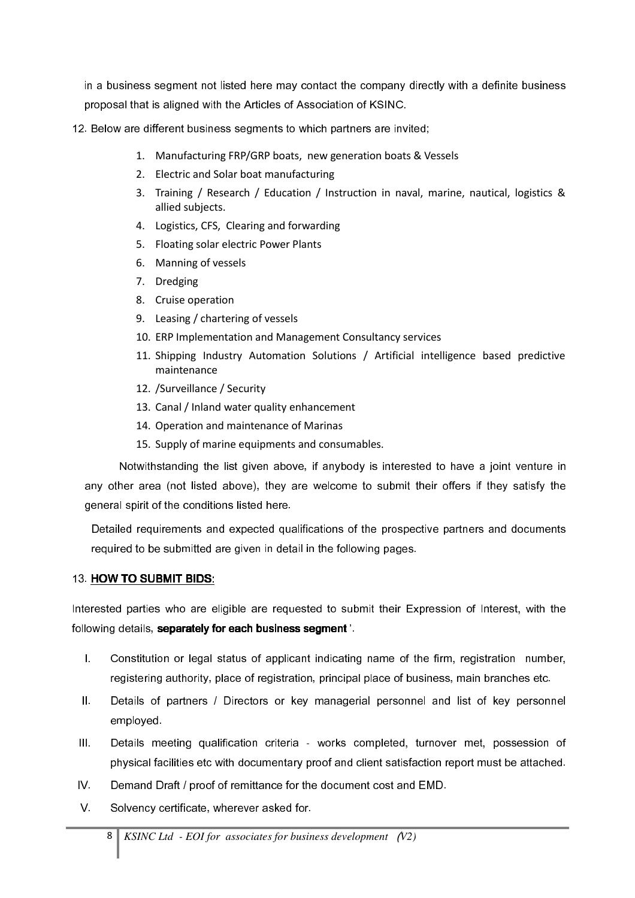in a business segment not listed here may contact the company directly with a definite business proposal that is aligned with the Articles of Association of KSINC.

12. Below are different business segments to which partners are invited;

    1. Manufacturing FRP/GRP boats, new generation boats & Vessels
    2. Electric and Solar boat manufacturing
    3. Training / Research / Education / Instruction in naval, marine, nautical, logistics & allied subjects.
    4. Logistics, CFS, Clearing and forwarding
    5. Floating solar electric Power Plants
    6. Manning of vessels
    7. Dredging
    8. Cruise operation
    9. Leasing / chartering of vessels
    10. ERP Implementation and Management Consultancy services
    11. Shipping Industry Automation Solutions / Artificial intelligence based predictive maintenance
    12. /Surveillance / Security
    13. Canal / Inland water quality enhancement
    14. Operation and maintenance of Marinas
    15. Supply of marine equipments and consumables.

Notwithstanding the list given above, if anybody is interested to have a joint venture in any other area (not listed above), they are welcome to submit their offers if they satisfy the general spirit of the conditions listed here.

Detailed requirements and expected qualifications of the prospective partners and documents required to be submitted are given in detail in the following pages.

13. **HOW TO SUBMIT BIDS**:

Interested parties who are eligible are requested to submit their Expression of Interest, with the following details, **separately for each business segment** '.

I. Constitution or legal status of applicant indicating name of the firm, registration number, registering authority, place of registration, principal place of business, main branches etc.

II. Details of partners / Directors or key managerial personnel and list of key personnel employed.

III. Details meeting qualification criteria - works completed, turnover met, possession of physical facilities etc with documentary proof and client satisfaction report must be attached.

IV. Demand Draft / proof of remittance for the document cost and EMD.

V. Solvency certificate, wherever asked for.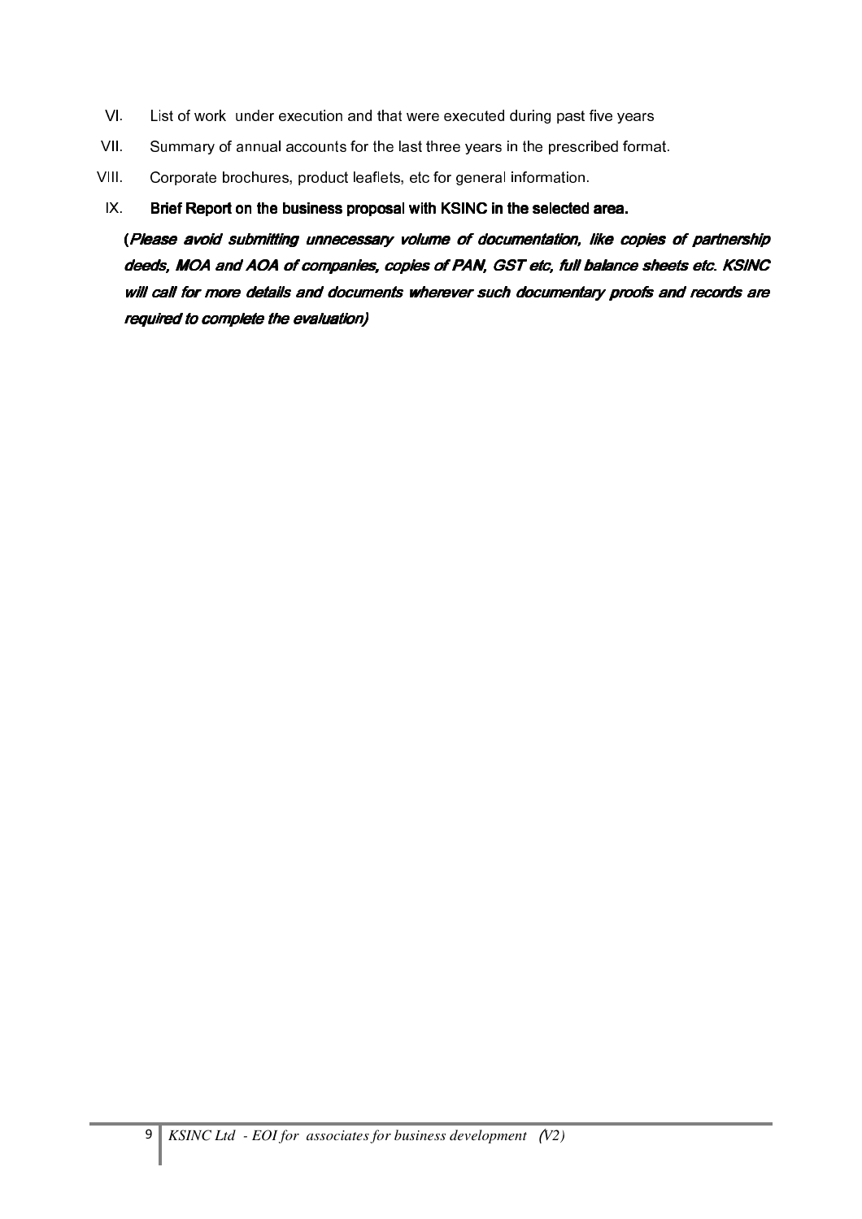VI. List of work under execution and that were executed during past five years

VII. Summary of annual accounts for the last three years in the prescribed format.

VIII. Corporate brochures, product leaflets, etc for general information.

IX. **Brief Report on the business proposal with KSINC in the selected area.**

***(Please avoid submitting unnecessary volume of documentation, like copies of partnership deeds, MOA and AOA of companies, copies of PAN, GST etc, full balance sheets etc. KSINC will call for more details and documents wherever such documentary proofs and records are required to complete the evaluation)***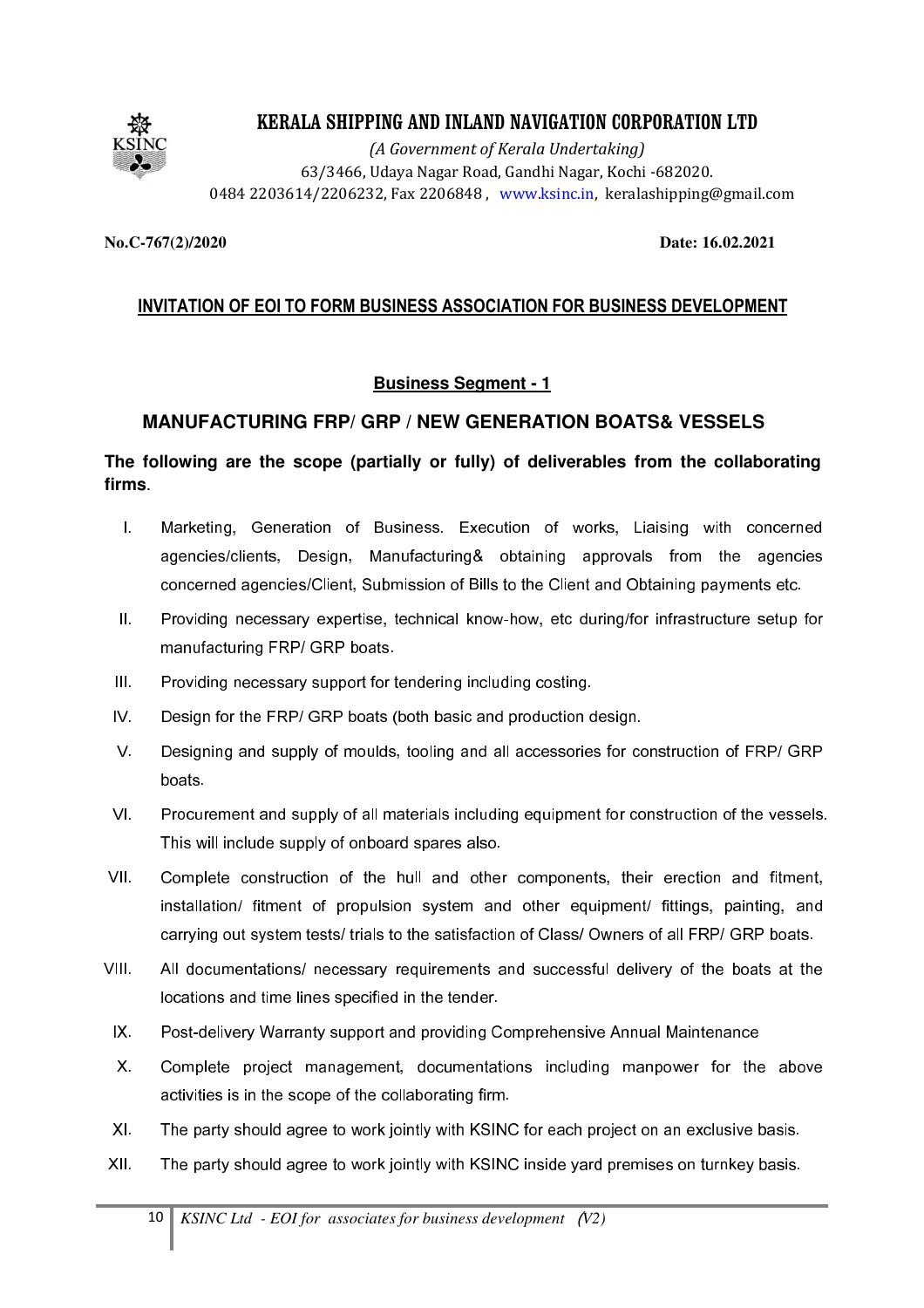# KERALA SHIPPING AND INLAND NAVIGATION CORPORATION LTD

*(A Government of Kerala Undertaking)*
63/3466, Udaya Nagar Road, Gandhi Nagar, Kochi -682020.
0484 2203614/2206232, Fax 2206848 , www.ksinc.in, keralashipping@gmail.com

**No.C-767(2)/2020** **Date: 16.02.2021**

## INVITATION OF EOI TO FORM BUSINESS ASSOCIATION FOR BUSINESS DEVELOPMENT

### Business Segment - 1

### MANUFACTURING FRP/ GRP / NEW GENERATION BOATS& VESSELS

**The following are the scope (partially or fully) of deliverables from the collaborating firms**.

I. Marketing, Generation of Business. Execution of works, Liaising with concerned agencies/clients, Design, Manufacturing& obtaining approvals from the agencies concerned agencies/Client, Submission of Bills to the Client and Obtaining payments etc.

II. Providing necessary expertise, technical know-how, etc during/for infrastructure setup for manufacturing FRP/ GRP boats.

III. Providing necessary support for tendering including costing.

IV. Design for the FRP/ GRP boats (both basic and production design.

V. Designing and supply of moulds, tooling and all accessories for construction of FRP/ GRP boats.

VI. Procurement and supply of all materials including equipment for construction of the vessels. This will include supply of onboard spares also.

VII. Complete construction of the hull and other components, their erection and fitment, installation/ fitment of propulsion system and other equipment/ fittings, painting, and carrying out system tests/ trials to the satisfaction of Class/ Owners of all FRP/ GRP boats.

VIII. All documentations/ necessary requirements and successful delivery of the boats at the locations and time lines specified in the tender.

IX. Post-delivery Warranty support and providing Comprehensive Annual Maintenance

X. Complete project management, documentations including manpower for the above activities is in the scope of the collaborating firm.

XI. The party should agree to work jointly with KSINC for each project on an exclusive basis.

XII. The party should agree to work jointly with KSINC inside yard premises on turnkey basis.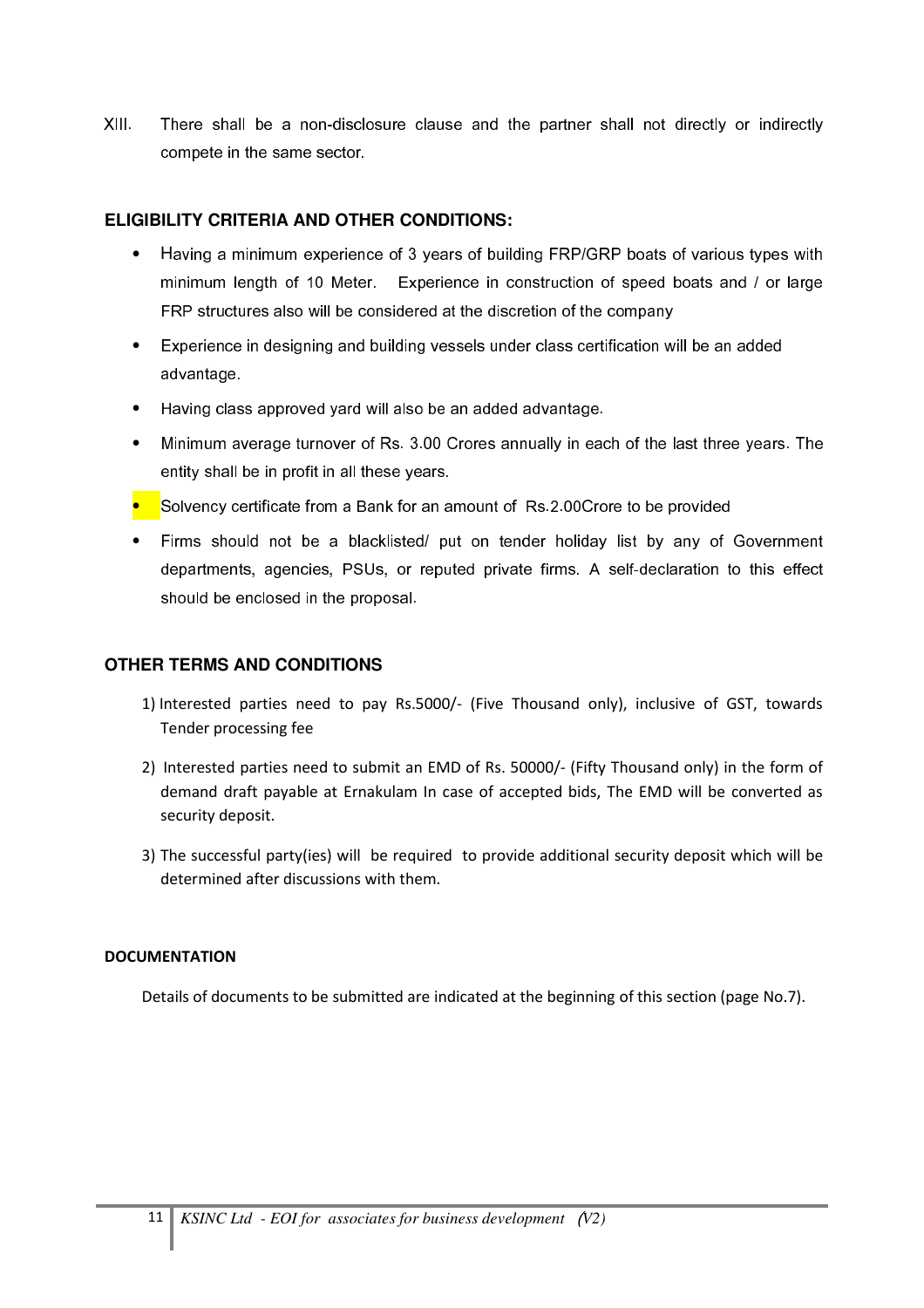XIII. There shall be a non-disclosure clause and the partner shall not directly or indirectly compete in the same sector.

### ELIGIBILITY CRITERIA AND OTHER CONDITIONS:

- Having a minimum experience of 3 years of building FRP/GRP boats of various types with minimum length of 10 Meter. Experience in construction of speed boats and / or large FRP structures also will be considered at the discretion of the company
- Experience in designing and building vessels under class certification will be an added advantage.
- Having class approved yard will also be an added advantage.
- Minimum average turnover of Rs. 3.00 Crores annually in each of the last three years. The entity shall be in profit in all these years.
- Solvency certificate from a Bank for an amount of Rs.2.00Crore to be provided
- Firms should not be a blacklisted/ put on tender holiday list by any of Government departments, agencies, PSUs, or reputed private firms. A self-declaration to this effect should be enclosed in the proposal.

### OTHER TERMS AND CONDITIONS

1) Interested parties need to pay Rs.5000/- (Five Thousand only), inclusive of GST, towards Tender processing fee
2) Interested parties need to submit an EMD of Rs. 50000/- (Fifty Thousand only) in the form of demand draft payable at Ernakulam In case of accepted bids, The EMD will be converted as security deposit.
3) The successful party(ies) will be required to provide additional security deposit which will be determined after discussions with them.

#### DOCUMENTATION

Details of documents to be submitted are indicated at the beginning of this section (page No.7).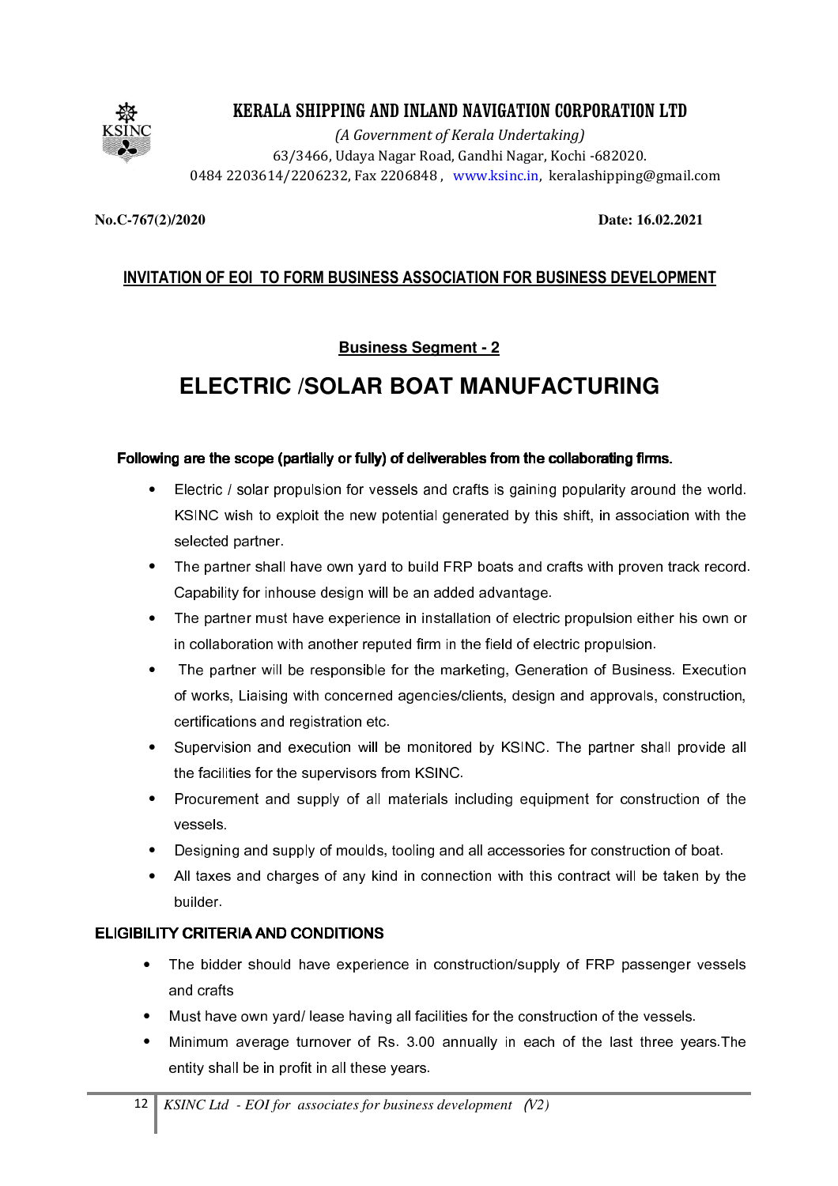# KERALA SHIPPING AND INLAND NAVIGATION CORPORATION LTD

*(A Government of Kerala Undertaking)*
63/3466, Udaya Nagar Road, Gandhi Nagar, Kochi -682020.
0484 2203614/2206232, Fax 2206848 , www.ksinc.in, keralashipping@gmail.com

**No.C-767(2)/2020** **Date: 16.02.2021**

## INVITATION OF EOI TO FORM BUSINESS ASSOCIATION FOR BUSINESS DEVELOPMENT

### Business Segment - 2

# ELECTRIC /SOLAR BOAT MANUFACTURING

**Following are the scope (partially or fully) of deliverables from the collaborating firms.**

- Electric / solar propulsion for vessels and crafts is gaining popularity around the world. KSINC wish to exploit the new potential generated by this shift, in association with the selected partner.
- The partner shall have own yard to build FRP boats and crafts with proven track record. Capability for inhouse design will be an added advantage.
- The partner must have experience in installation of electric propulsion either his own or in collaboration with another reputed firm in the field of electric propulsion.
- The partner will be responsible for the marketing, Generation of Business. Execution of works, Liaising with concerned agencies/clients, design and approvals, construction, certifications and registration etc.
- Supervision and execution will be monitored by KSINC. The partner shall provide all the facilities for the supervisors from KSINC.
- Procurement and supply of all materials including equipment for construction of the vessels.
- Designing and supply of moulds, tooling and all accessories for construction of boat.
- All taxes and charges of any kind in connection with this contract will be taken by the builder.

**ELIGIBILITY CRITERIA AND CONDITIONS**

- The bidder should have experience in construction/supply of FRP passenger vessels and crafts
- Must have own yard/ lease having all facilities for the construction of the vessels.
- Minimum average turnover of Rs. 3.00 annually in each of the last three years.The entity shall be in profit in all these years.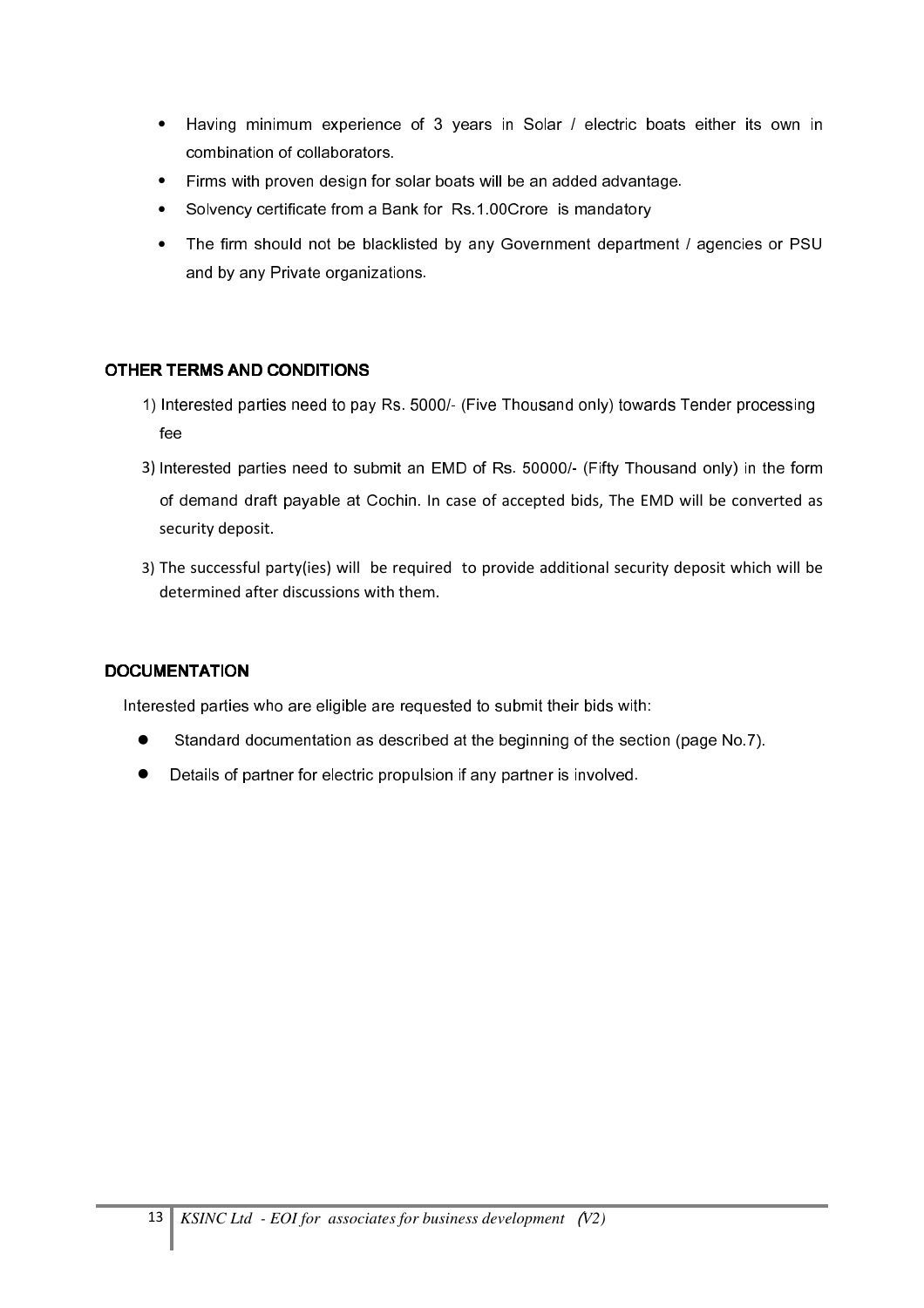- Having minimum experience of 3 years in Solar / electric boats either its own in combination of collaborators.
- Firms with proven design for solar boats will be an added advantage.
- Solvency certificate from a Bank for Rs.1.00Crore is mandatory
- The firm should not be blacklisted by any Government department / agencies or PSU and by any Private organizations.

**OTHER TERMS AND CONDITIONS**

1) Interested parties need to pay Rs. 5000/- (Five Thousand only) towards Tender processing fee

3) Interested parties need to submit an EMD of Rs. 50000/- (Fifty Thousand only) in the form of demand draft payable at Cochin. In case of accepted bids, The EMD will be converted as security deposit.

3) The successful party(ies) will be required to provide additional security deposit which will be determined after discussions with them.

**DOCUMENTATION**

Interested parties who are eligible are requested to submit their bids with:

- Standard documentation as described at the beginning of the section (page No.7).
- Details of partner for electric propulsion if any partner is involved.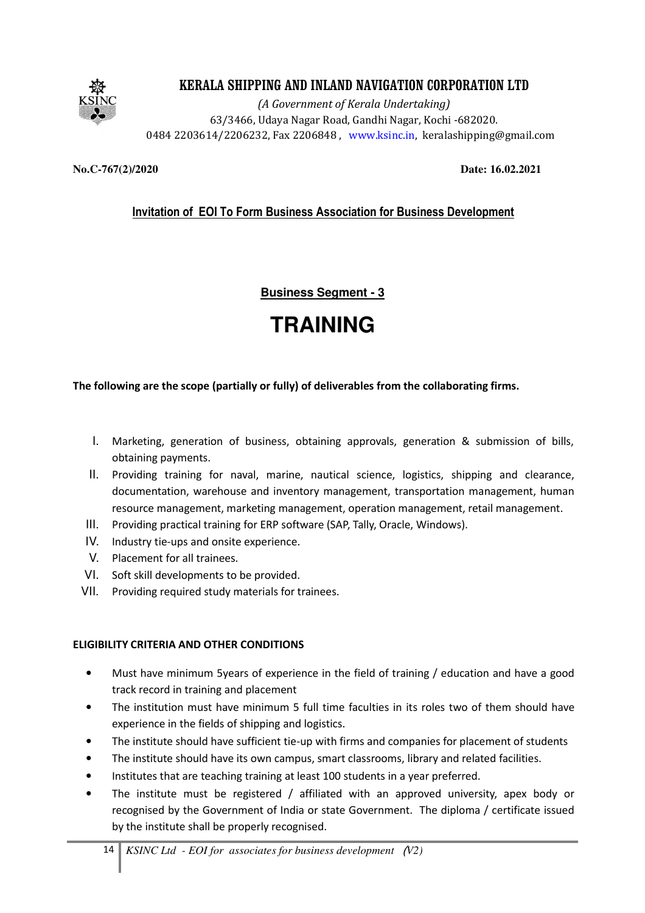# KERALA SHIPPING AND INLAND NAVIGATION CORPORATION LTD

*(A Government of Kerala Undertaking)*
63/3466, Udaya Nagar Road, Gandhi Nagar, Kochi -682020.
0484 2203614/2206232, Fax 2206848 , www.ksinc.in, keralashipping@gmail.com

**No.C-767(2)/2020** **Date: 16.02.2021**

## Invitation of EOI To Form Business Association for Business Development

### Business Segment - 3

# TRAINING

**The following are the scope (partially or fully) of deliverables from the collaborating firms.**

I. Marketing, generation of business, obtaining approvals, generation & submission of bills, obtaining payments.
II. Providing training for naval, marine, nautical science, logistics, shipping and clearance, documentation, warehouse and inventory management, transportation management, human resource management, marketing management, operation management, retail management.
III. Providing practical training for ERP software (SAP, Tally, Oracle, Windows).
IV. Industry tie-ups and onsite experience.
V. Placement for all trainees.
VI. Soft skill developments to be provided.
VII. Providing required study materials for trainees.

**ELIGIBILITY CRITERIA AND OTHER CONDITIONS**

- Must have minimum 5years of experience in the field of training / education and have a good track record in training and placement
- The institution must have minimum 5 full time faculties in its roles two of them should have experience in the fields of shipping and logistics.
- The institute should have sufficient tie-up with firms and companies for placement of students
- The institute should have its own campus, smart classrooms, library and related facilities.
- Institutes that are teaching training at least 100 students in a year preferred.
- The institute must be registered / affiliated with an approved university, apex body or recognised by the Government of India or state Government. The diploma / certificate issued by the institute shall be properly recognised.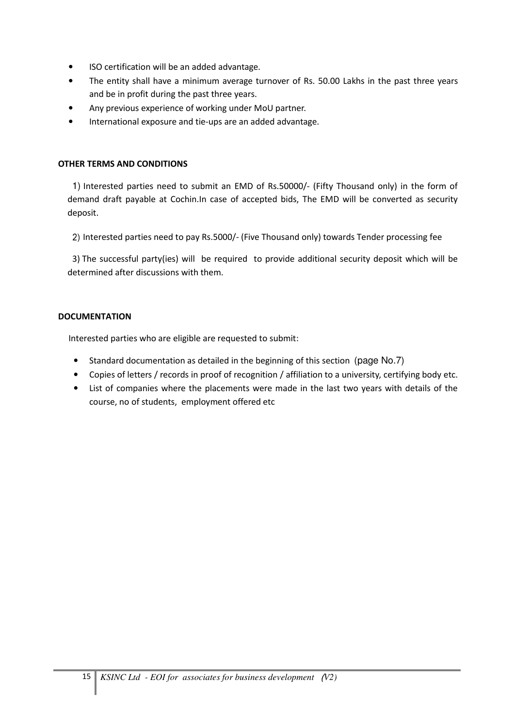- ISO certification will be an added advantage.
- The entity shall have a minimum average turnover of Rs. 50.00 Lakhs in the past three years and be in profit during the past three years.
- Any previous experience of working under MoU partner.
- International exposure and tie-ups are an added advantage.

**OTHER TERMS AND CONDITIONS**

1) Interested parties need to submit an EMD of Rs.50000/- (Fifty Thousand only) in the form of demand draft payable at Cochin.In case of accepted bids, The EMD will be converted as security deposit.

2) Interested parties need to pay Rs.5000/- (Five Thousand only) towards Tender processing fee

3) The successful party(ies) will be required to provide additional security deposit which will be determined after discussions with them.

**DOCUMENTATION**

Interested parties who are eligible are requested to submit:

- Standard documentation as detailed in the beginning of this section (page No.7)
- Copies of letters / records in proof of recognition / affiliation to a university, certifying body etc.
- List of companies where the placements were made in the last two years with details of the course, no of students, employment offered etc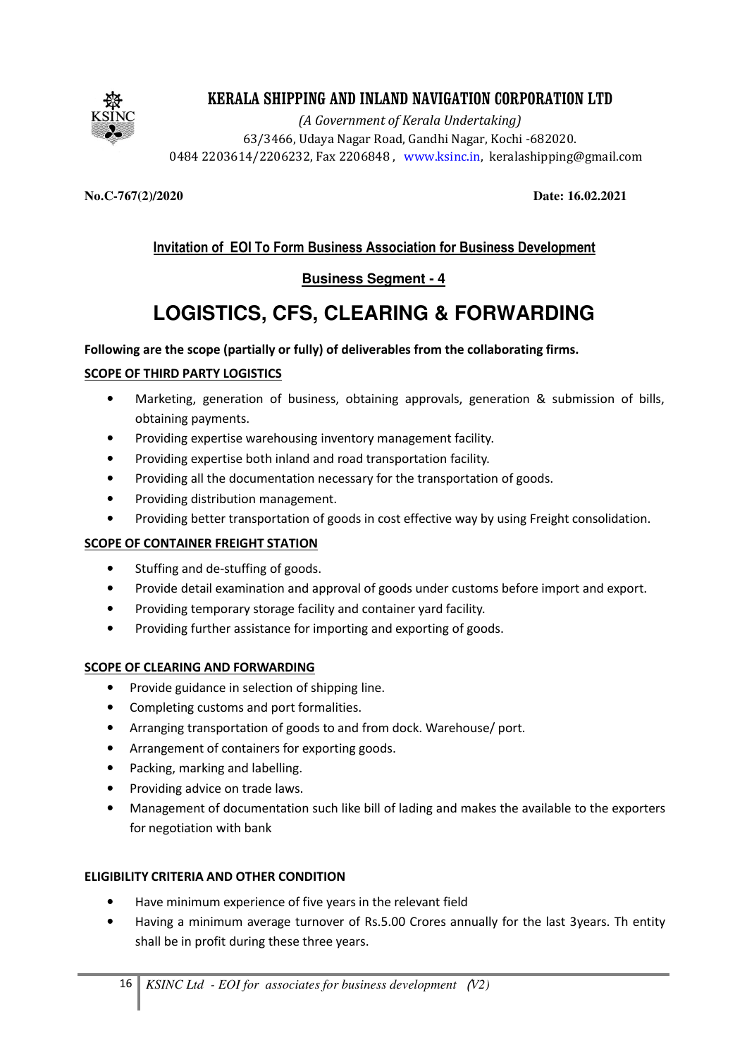# KERALA SHIPPING AND INLAND NAVIGATION CORPORATION LTD

*(A Government of Kerala Undertaking)*
63/3466, Udaya Nagar Road, Gandhi Nagar, Kochi -682020.
0484 2203614/2206232, Fax 2206848 , www.ksinc.in, keralashipping@gmail.com

**No.C-767(2)/2020** **Date: 16.02.2021**

## Invitation of EOI To Form Business Association for Business Development

### Business Segment - 4

# LOGISTICS, CFS, CLEARING & FORWARDING

**Following are the scope (partially or fully) of deliverables from the collaborating firms.**

**SCOPE OF THIRD PARTY LOGISTICS**

- Marketing, generation of business, obtaining approvals, generation & submission of bills, obtaining payments.
- Providing expertise warehousing inventory management facility.
- Providing expertise both inland and road transportation facility.
- Providing all the documentation necessary for the transportation of goods.
- Providing distribution management.
- Providing better transportation of goods in cost effective way by using Freight consolidation.

**SCOPE OF CONTAINER FREIGHT STATION**

- Stuffing and de-stuffing of goods.
- Provide detail examination and approval of goods under customs before import and export.
- Providing temporary storage facility and container yard facility.
- Providing further assistance for importing and exporting of goods.

**SCOPE OF CLEARING AND FORWARDING**

- Provide guidance in selection of shipping line.
- Completing customs and port formalities.
- Arranging transportation of goods to and from dock. Warehouse/ port.
- Arrangement of containers for exporting goods.
- Packing, marking and labelling.
- Providing advice on trade laws.
- Management of documentation such like bill of lading and makes the available to the exporters for negotiation with bank

**ELIGIBILITY CRITERIA AND OTHER CONDITION**

- Have minimum experience of five years in the relevant field
- Having a minimum average turnover of Rs.5.00 Crores annually for the last 3years. Th entity shall be in profit during these three years.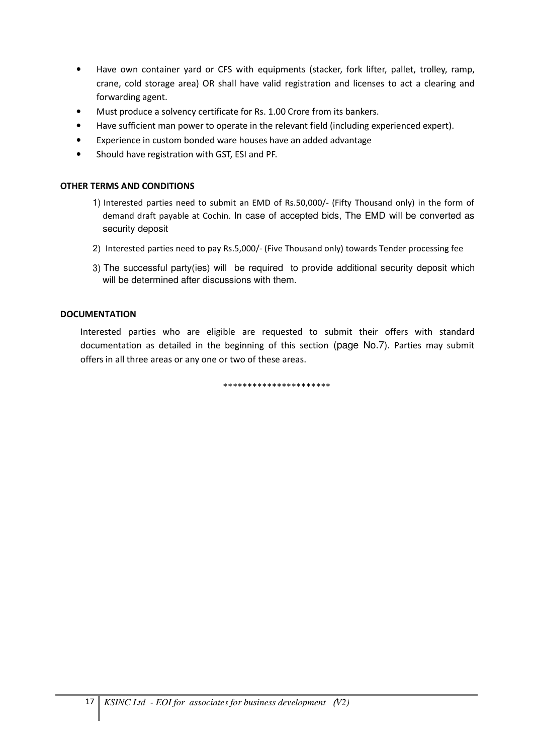- Have own container yard or CFS with equipments (stacker, fork lifter, pallet, trolley, ramp, crane, cold storage area) OR shall have valid registration and licenses to act a clearing and forwarding agent.
- Must produce a solvency certificate for Rs. 1.00 Crore from its bankers.
- Have sufficient man power to operate in the relevant field (including experienced expert).
- Experience in custom bonded ware houses have an added advantage
- Should have registration with GST, ESI and PF.

**OTHER TERMS AND CONDITIONS**

1) Interested parties need to submit an EMD of Rs.50,000/- (Fifty Thousand only) in the form of demand draft payable at Cochin. In case of accepted bids, The EMD will be converted as security deposit
2) Interested parties need to pay Rs.5,000/- (Five Thousand only) towards Tender processing fee
3) The successful party(ies) will be required to provide additional security deposit which will be determined after discussions with them.

**DOCUMENTATION**

Interested parties who are eligible are requested to submit their offers with standard documentation as detailed in the beginning of this section (page No.7). Parties may submit offers in all three areas or any one or two of these areas.

*********************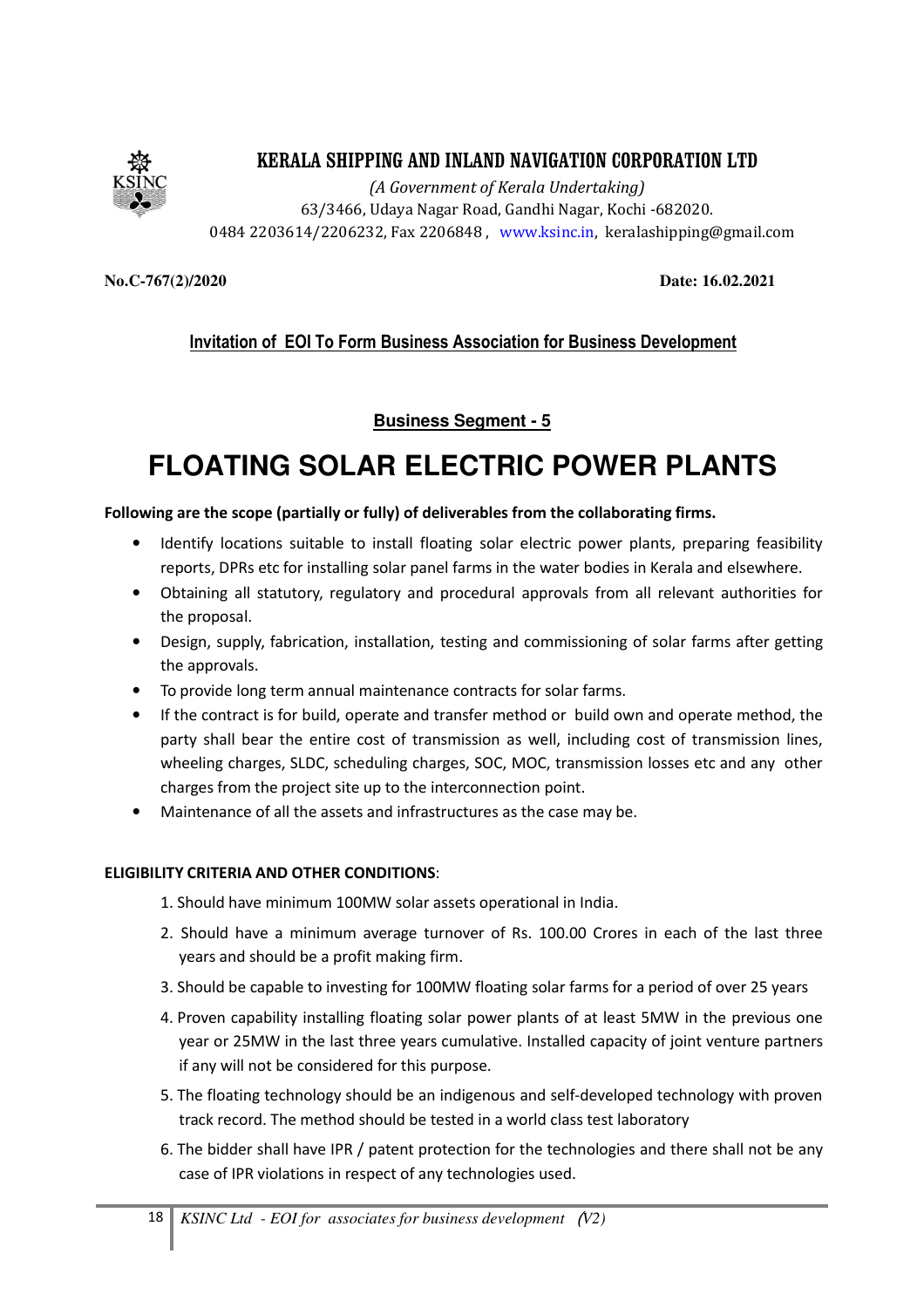# KERALA SHIPPING AND INLAND NAVIGATION CORPORATION LTD

*(A Government of Kerala Undertaking)*
63/3466, Udaya Nagar Road, Gandhi Nagar, Kochi -682020.
0484 2203614/2206232, Fax 2206848 , www.ksinc.in, keralashipping@gmail.com

**No.C-767(2)/2020** **Date: 16.02.2021**

**Invitation of EOI To Form Business Association for Business Development**

**Business Segment - 5**

# FLOATING SOLAR ELECTRIC POWER PLANTS

**Following are the scope (partially or fully) of deliverables from the collaborating firms.**

- Identify locations suitable to install floating solar electric power plants, preparing feasibility reports, DPRs etc for installing solar panel farms in the water bodies in Kerala and elsewhere.
- Obtaining all statutory, regulatory and procedural approvals from all relevant authorities for the proposal.
- Design, supply, fabrication, installation, testing and commissioning of solar farms after getting the approvals.
- To provide long term annual maintenance contracts for solar farms.
- If the contract is for build, operate and transfer method or build own and operate method, the party shall bear the entire cost of transmission as well, including cost of transmission lines, wheeling charges, SLDC, scheduling charges, SOC, MOC, transmission losses etc and any other charges from the project site up to the interconnection point.
- Maintenance of all the assets and infrastructures as the case may be.

**ELIGIBILITY CRITERIA AND OTHER CONDITIONS**:

1. Should have minimum 100MW solar assets operational in India.
2. Should have a minimum average turnover of Rs. 100.00 Crores in each of the last three years and should be a profit making firm.
3. Should be capable to investing for 100MW floating solar farms for a period of over 25 years
4. Proven capability installing floating solar power plants of at least 5MW in the previous one year or 25MW in the last three years cumulative. Installed capacity of joint venture partners if any will not be considered for this purpose.
5. The floating technology should be an indigenous and self-developed technology with proven track record. The method should be tested in a world class test laboratory
6. The bidder shall have IPR / patent protection for the technologies and there shall not be any case of IPR violations in respect of any technologies used.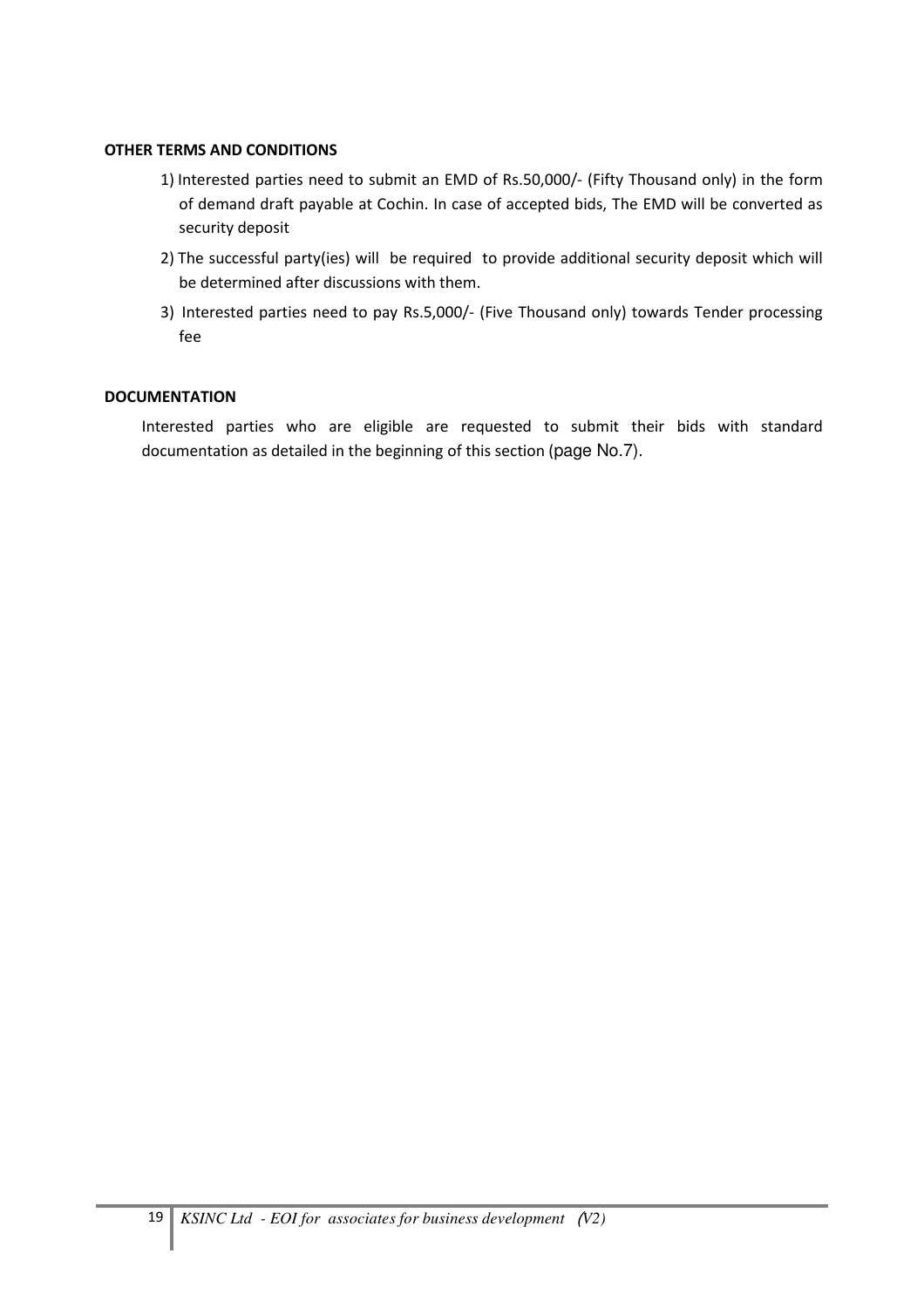**OTHER TERMS AND CONDITIONS**

1) Interested parties need to submit an EMD of Rs.50,000/- (Fifty Thousand only) in the form of demand draft payable at Cochin. In case of accepted bids, The EMD will be converted as security deposit
2) The successful party(ies) will be required to provide additional security deposit which will be determined after discussions with them.
3) Interested parties need to pay Rs.5,000/- (Five Thousand only) towards Tender processing fee

**DOCUMENTATION**

Interested parties who are eligible are requested to submit their bids with standard documentation as detailed in the beginning of this section (page No.7).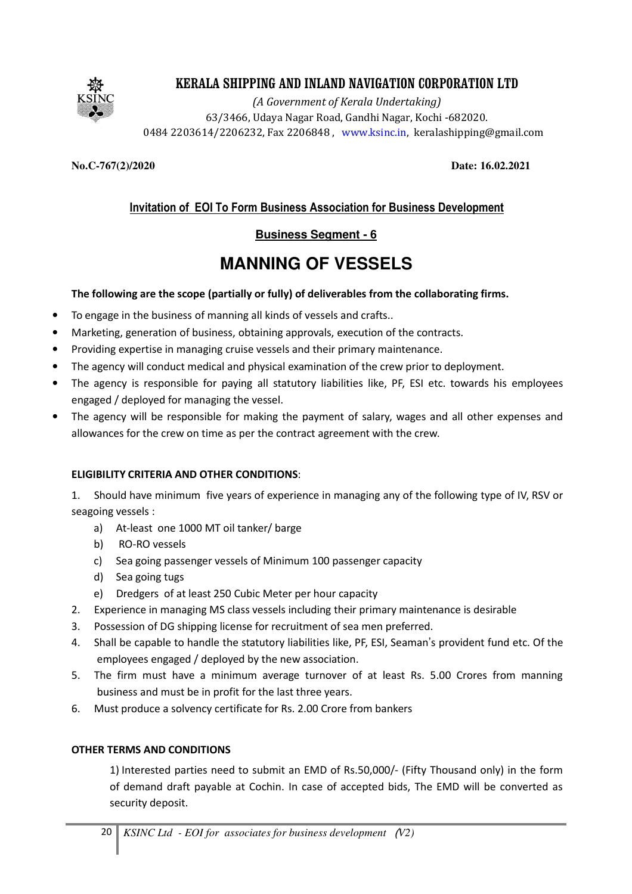# KERALA SHIPPING AND INLAND NAVIGATION CORPORATION LTD

*(A Government of Kerala Undertaking)*
63/3466, Udaya Nagar Road, Gandhi Nagar, Kochi -682020.
0484 2203614/2206232, Fax 2206848 , www.ksinc.in, keralashipping@gmail.com

**No.C-767(2)/2020** **Date: 16.02.2021**

## Invitation of EOI To Form Business Association for Business Development

### Business Segment - 6

# MANNING OF VESSELS

**The following are the scope (partially or fully) of deliverables from the collaborating firms.**

- To engage in the business of manning all kinds of vessels and crafts..
- Marketing, generation of business, obtaining approvals, execution of the contracts.
- Providing expertise in managing cruise vessels and their primary maintenance.
- The agency will conduct medical and physical examination of the crew prior to deployment.
- The agency is responsible for paying all statutory liabilities like, PF, ESI etc. towards his employees engaged / deployed for managing the vessel.
- The agency will be responsible for making the payment of salary, wages and all other expenses and allowances for the crew on time as per the contract agreement with the crew.

**ELIGIBILITY CRITERIA AND OTHER CONDITIONS**:

1. Should have minimum five years of experience in managing any of the following type of IV, RSV or seagoing vessels :
    a) At-least one 1000 MT oil tanker/ barge
    b) RO-RO vessels
    c) Sea going passenger vessels of Minimum 100 passenger capacity
    d) Sea going tugs
    e) Dredgers of at least 250 Cubic Meter per hour capacity
2. Experience in managing MS class vessels including their primary maintenance is desirable
3. Possession of DG shipping license for recruitment of sea men preferred.
4. Shall be capable to handle the statutory liabilities like, PF, ESI, Seaman's provident fund etc. Of the employees engaged / deployed by the new association.
5. The firm must have a minimum average turnover of at least Rs. 5.00 Crores from manning business and must be in profit for the last three years.
6. Must produce a solvency certificate for Rs. 2.00 Crore from bankers

**OTHER TERMS AND CONDITIONS**

1) Interested parties need to submit an EMD of Rs.50,000/- (Fifty Thousand only) in the form of demand draft payable at Cochin. In case of accepted bids, The EMD will be converted as security deposit.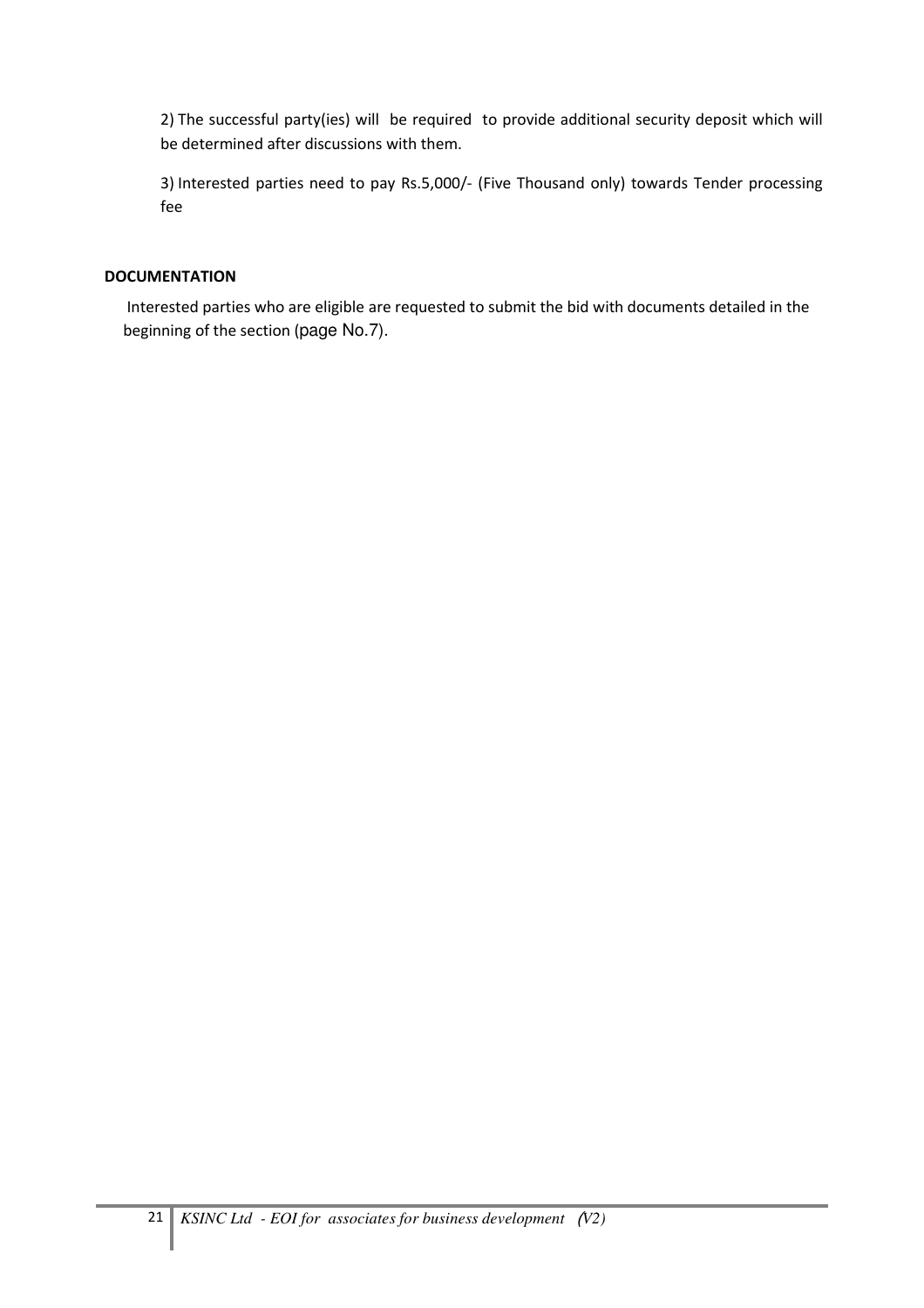2) The successful party(ies) will be required to provide additional security deposit which will be determined after discussions with them.

3) Interested parties need to pay Rs.5,000/- (Five Thousand only) towards Tender processing fee

**DOCUMENTATION**

Interested parties who are eligible are requested to submit the bid with documents detailed in the beginning of the section (page No.7).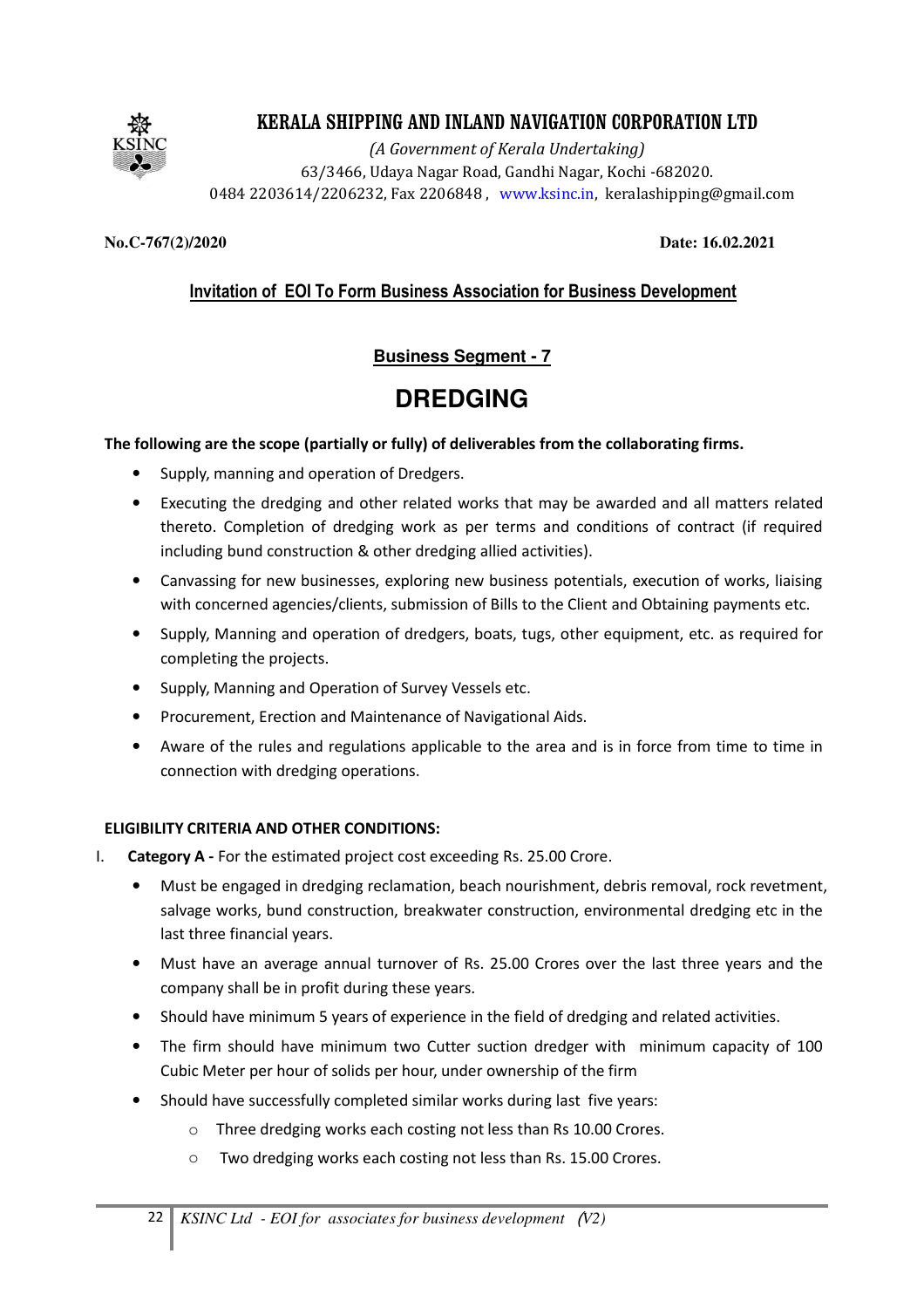# KERALA SHIPPING AND INLAND NAVIGATION CORPORATION LTD

*(A Government of Kerala Undertaking)*
63/3466, Udaya Nagar Road, Gandhi Nagar, Kochi -682020.
0484 2203614/2206232, Fax 2206848 , www.ksinc.in, keralashipping@gmail.com

**No.C-767(2)/2020** **Date: 16.02.2021**

## Invitation of EOI To Form Business Association for Business Development

### Business Segment - 7

## DREDGING

**The following are the scope (partially or fully) of deliverables from the collaborating firms.**

- Supply, manning and operation of Dredgers.
- Executing the dredging and other related works that may be awarded and all matters related thereto. Completion of dredging work as per terms and conditions of contract (if required including bund construction & other dredging allied activities).
- Canvassing for new businesses, exploring new business potentials, execution of works, liaising with concerned agencies/clients, submission of Bills to the Client and Obtaining payments etc.
- Supply, Manning and operation of dredgers, boats, tugs, other equipment, etc. as required for completing the projects.
- Supply, Manning and Operation of Survey Vessels etc.
- Procurement, Erection and Maintenance of Navigational Aids.
- Aware of the rules and regulations applicable to the area and is in force from time to time in connection with dredging operations.

**ELIGIBILITY CRITERIA AND OTHER CONDITIONS:**

I. **Category A -** For the estimated project cost exceeding Rs. 25.00 Crore.
   - Must be engaged in dredging reclamation, beach nourishment, debris removal, rock revetment, salvage works, bund construction, breakwater construction, environmental dredging etc in the last three financial years.
   - Must have an average annual turnover of Rs. 25.00 Crores over the last three years and the company shall be in profit during these years.
   - Should have minimum 5 years of experience in the field of dredging and related activities.
   - The firm should have minimum two Cutter suction dredger with minimum capacity of 100 Cubic Meter per hour of solids per hour, under ownership of the firm
   - Should have successfully completed similar works during last five years:
     - Three dredging works each costing not less than Rs 10.00 Crores.
     - Two dredging works each costing not less than Rs. 15.00 Crores.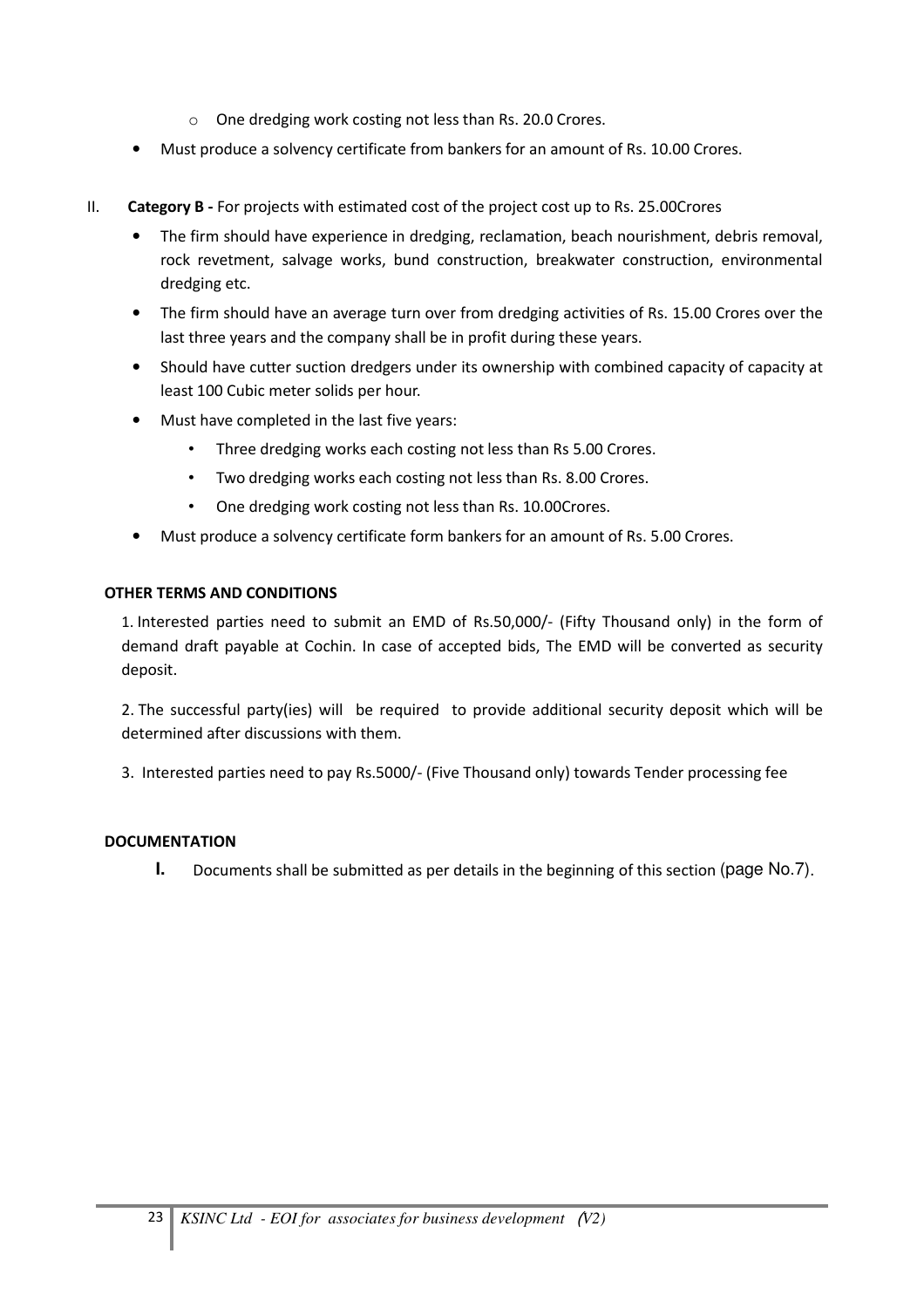- One dredging work costing not less than Rs. 20.0 Crores.
- Must produce a solvency certificate from bankers for an amount of Rs. 10.00 Crores.

II. **Category B -** For projects with estimated cost of the project cost up to Rs. 25.00Crores

- The firm should have experience in dredging, reclamation, beach nourishment, debris removal, rock revetment, salvage works, bund construction, breakwater construction, environmental dredging etc.
- The firm should have an average turn over from dredging activities of Rs. 15.00 Crores over the last three years and the company shall be in profit during these years.
- Should have cutter suction dredgers under its ownership with combined capacity of capacity at least 100 Cubic meter solids per hour.
- Must have completed in the last five years:
  - Three dredging works each costing not less than Rs 5.00 Crores.
  - Two dredging works each costing not less than Rs. 8.00 Crores.
  - One dredging work costing not less than Rs. 10.00Crores.
- Must produce a solvency certificate form bankers for an amount of Rs. 5.00 Crores.

**OTHER TERMS AND CONDITIONS**

1. Interested parties need to submit an EMD of Rs.50,000/- (Fifty Thousand only) in the form of demand draft payable at Cochin. In case of accepted bids, The EMD will be converted as security deposit.

2. The successful party(ies) will be required to provide additional security deposit which will be determined after discussions with them.

3. Interested parties need to pay Rs.5000/- (Five Thousand only) towards Tender processing fee

**DOCUMENTATION**

**I.** Documents shall be submitted as per details in the beginning of this section (page No.7).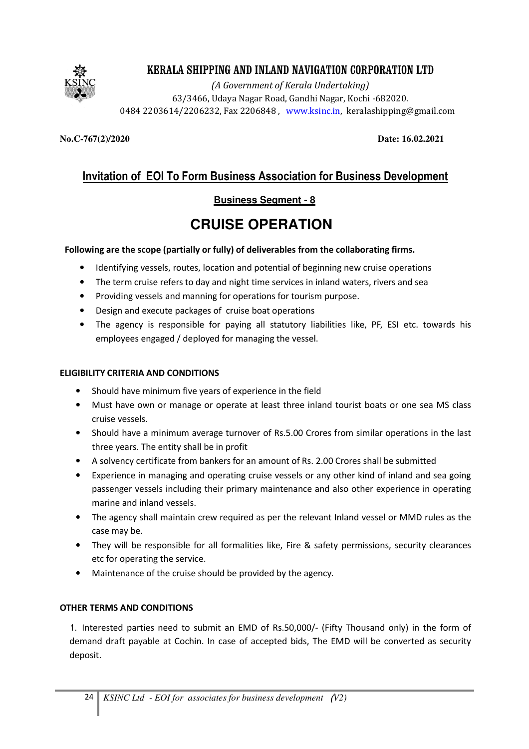# KERALA SHIPPING AND INLAND NAVIGATION CORPORATION LTD

*(A Government of Kerala Undertaking)*
63/3466, Udaya Nagar Road, Gandhi Nagar, Kochi -682020.
0484 2203614/2206232, Fax 2206848 , www.ksinc.in, keralashipping@gmail.com

**No.C-767(2)/2020** **Date: 16.02.2021**

## Invitation of EOI To Form Business Association for Business Development

### Business Segment - 8

## CRUISE OPERATION

**Following are the scope (partially or fully) of deliverables from the collaborating firms.**

- Identifying vessels, routes, location and potential of beginning new cruise operations
- The term cruise refers to day and night time services in inland waters, rivers and sea
- Providing vessels and manning for operations for tourism purpose.
- Design and execute packages of cruise boat operations
- The agency is responsible for paying all statutory liabilities like, PF, ESI etc. towards his employees engaged / deployed for managing the vessel.

**ELIGIBILITY CRITERIA AND CONDITIONS**

- Should have minimum five years of experience in the field
- Must have own or manage or operate at least three inland tourist boats or one sea MS class cruise vessels.
- Should have a minimum average turnover of Rs.5.00 Crores from similar operations in the last three years. The entity shall be in profit
- A solvency certificate from bankers for an amount of Rs. 2.00 Crores shall be submitted
- Experience in managing and operating cruise vessels or any other kind of inland and sea going passenger vessels including their primary maintenance and also other experience in operating marine and inland vessels.
- The agency shall maintain crew required as per the relevant Inland vessel or MMD rules as the case may be.
- They will be responsible for all formalities like, Fire & safety permissions, security clearances etc for operating the service.
- Maintenance of the cruise should be provided by the agency.

**OTHER TERMS AND CONDITIONS**

1. Interested parties need to submit an EMD of Rs.50,000/- (Fifty Thousand only) in the form of demand draft payable at Cochin. In case of accepted bids, The EMD will be converted as security deposit.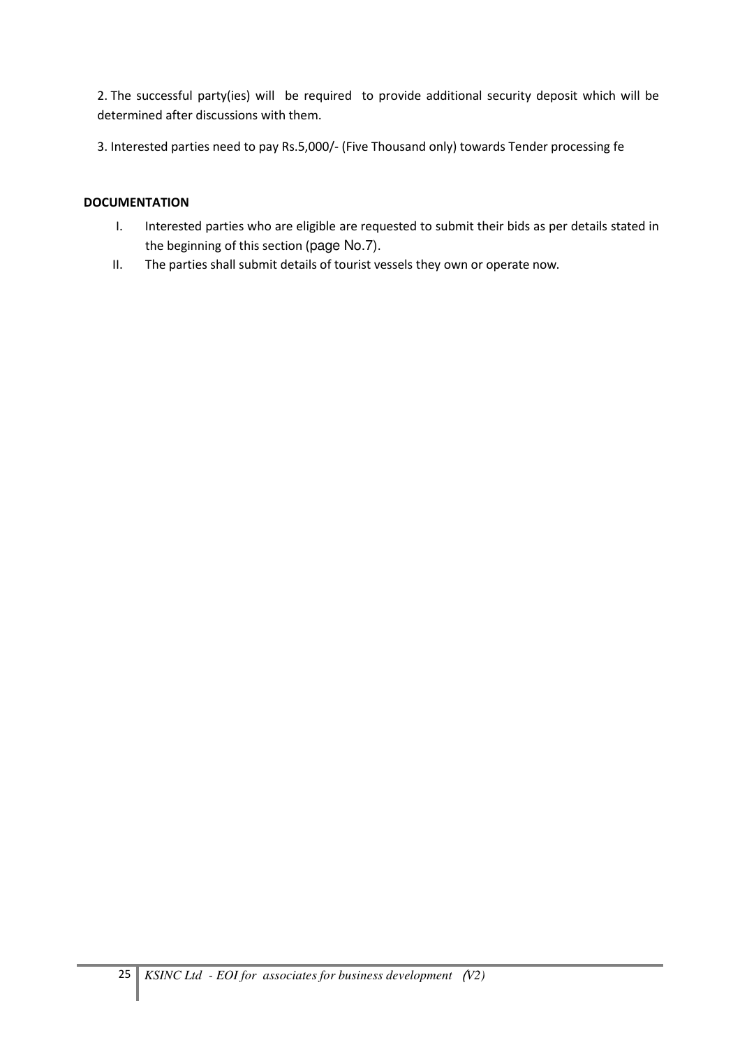2. The successful party(ies) will be required to provide additional security deposit which will be determined after discussions with them.

3. Interested parties need to pay Rs.5,000/- (Five Thousand only) towards Tender processing fe

**DOCUMENTATION**

I. Interested parties who are eligible are requested to submit their bids as per details stated in the beginning of this section (page No.7).

II. The parties shall submit details of tourist vessels they own or operate now.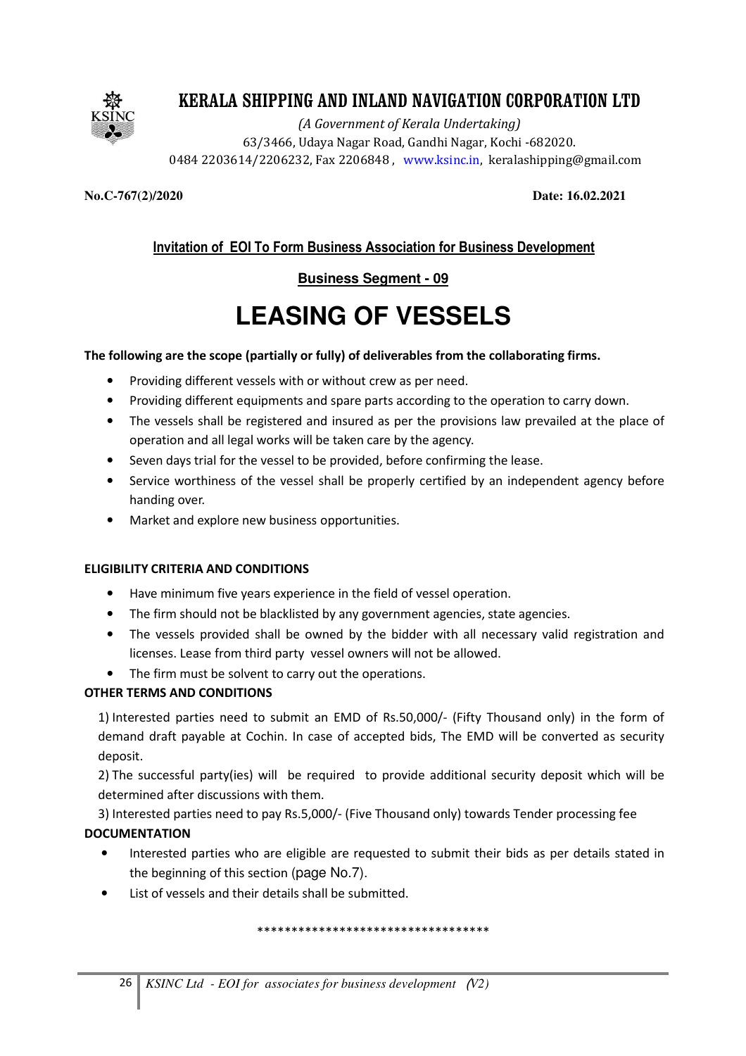# KERALA SHIPPING AND INLAND NAVIGATION CORPORATION LTD

*(A Government of Kerala Undertaking)*
63/3466, Udaya Nagar Road, Gandhi Nagar, Kochi -682020.
0484 2203614/2206232, Fax 2206848 , www.ksinc.in, keralashipping@gmail.com

**No.C-767(2)/2020** **Date: 16.02.2021**

## Invitation of EOI To Form Business Association for Business Development

### Business Segment - 09

# LEASING OF VESSELS

**The following are the scope (partially or fully) of deliverables from the collaborating firms.**

- Providing different vessels with or without crew as per need.
- Providing different equipments and spare parts according to the operation to carry down.
- The vessels shall be registered and insured as per the provisions law prevailed at the place of operation and all legal works will be taken care by the agency.
- Seven days trial for the vessel to be provided, before confirming the lease.
- Service worthiness of the vessel shall be properly certified by an independent agency before handing over.
- Market and explore new business opportunities.

**ELIGIBILITY CRITERIA AND CONDITIONS**

- Have minimum five years experience in the field of vessel operation.
- The firm should not be blacklisted by any government agencies, state agencies.
- The vessels provided shall be owned by the bidder with all necessary valid registration and licenses. Lease from third party vessel owners will not be allowed.
- The firm must be solvent to carry out the operations.

**OTHER TERMS AND CONDITIONS**

1) Interested parties need to submit an EMD of Rs.50,000/- (Fifty Thousand only) in the form of demand draft payable at Cochin. In case of accepted bids, The EMD will be converted as security deposit.

2) The successful party(ies) will be required to provide additional security deposit which will be determined after discussions with them.

3) Interested parties need to pay Rs.5,000/- (Five Thousand only) towards Tender processing fee

**DOCUMENTATION**

- Interested parties who are eligible are requested to submit their bids as per details stated in the beginning of this section (page No.7).
- List of vessels and their details shall be submitted.

\*\*\*\*\*\*\*\*\*\*\*\*\*\*\*\*\*\*\*\*\*\*\*\*\*\*\*\*\*\*\*\*\*\*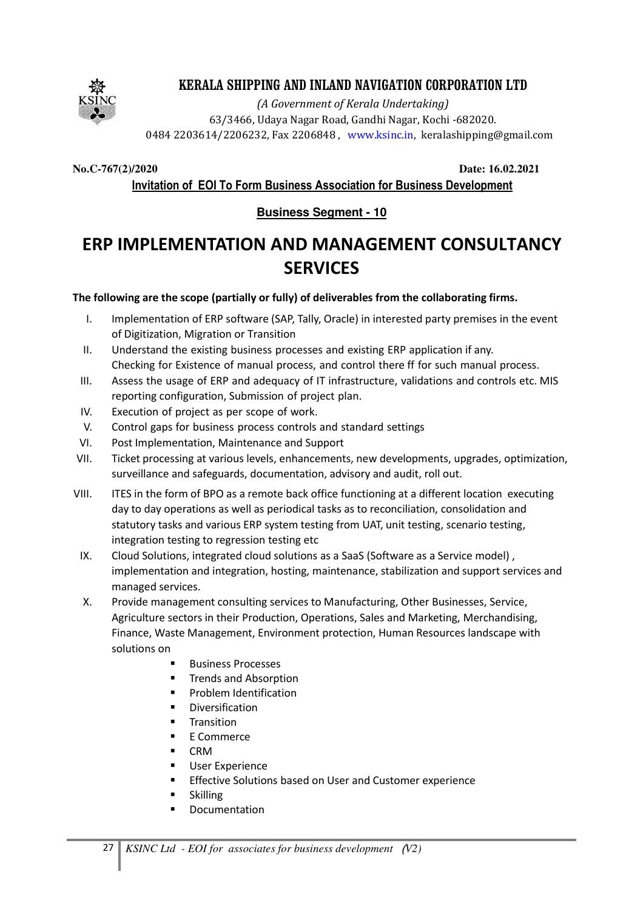# KERALA SHIPPING AND INLAND NAVIGATION CORPORATION LTD

*(A Government of Kerala Undertaking)*
63/3466, Udaya Nagar Road, Gandhi Nagar, Kochi -682020.
0484 2203614/2206232, Fax 2206848 , www.ksinc.in, keralashipping@gmail.com

**No.C-767(2)/2020** **Date: 16.02.2021**

**Invitation of EOI To Form Business Association for Business Development**

**Business Segment - 10**

# ERP IMPLEMENTATION AND MANAGEMENT CONSULTANCY SERVICES

**The following are the scope (partially or fully) of deliverables from the collaborating firms.**

I. Implementation of ERP software (SAP, Tally, Oracle) in interested party premises in the event of Digitization, Migration or Transition

II. Understand the existing business processes and existing ERP application if any. Checking for Existence of manual process, and control there ff for such manual process.

III. Assess the usage of ERP and adequacy of IT infrastructure, validations and controls etc. MIS reporting configuration, Submission of project plan.

IV. Execution of project as per scope of work.

V. Control gaps for business process controls and standard settings

VI. Post Implementation, Maintenance and Support

VII. Ticket processing at various levels, enhancements, new developments, upgrades, optimization, surveillance and safeguards, documentation, advisory and audit, roll out.

VIII. ITES in the form of BPO as a remote back office functioning at a different location executing day to day operations as well as periodical tasks as to reconciliation, consolidation and statutory tasks and various ERP system testing from UAT, unit testing, scenario testing, integration testing to regression testing etc

IX. Cloud Solutions, integrated cloud solutions as a SaaS (Software as a Service model) , implementation and integration, hosting, maintenance, stabilization and support services and managed services.

X. Provide management consulting services to Manufacturing, Other Businesses, Service, Agriculture sectors in their Production, Operations, Sales and Marketing, Merchandising, Finance, Waste Management, Environment protection, Human Resources landscape with solutions on

- Business Processes
- Trends and Absorption
- Problem Identification
- Diversification
- Transition
- E Commerce
- CRM
- User Experience
- Effective Solutions based on User and Customer experience
- Skilling
- Documentation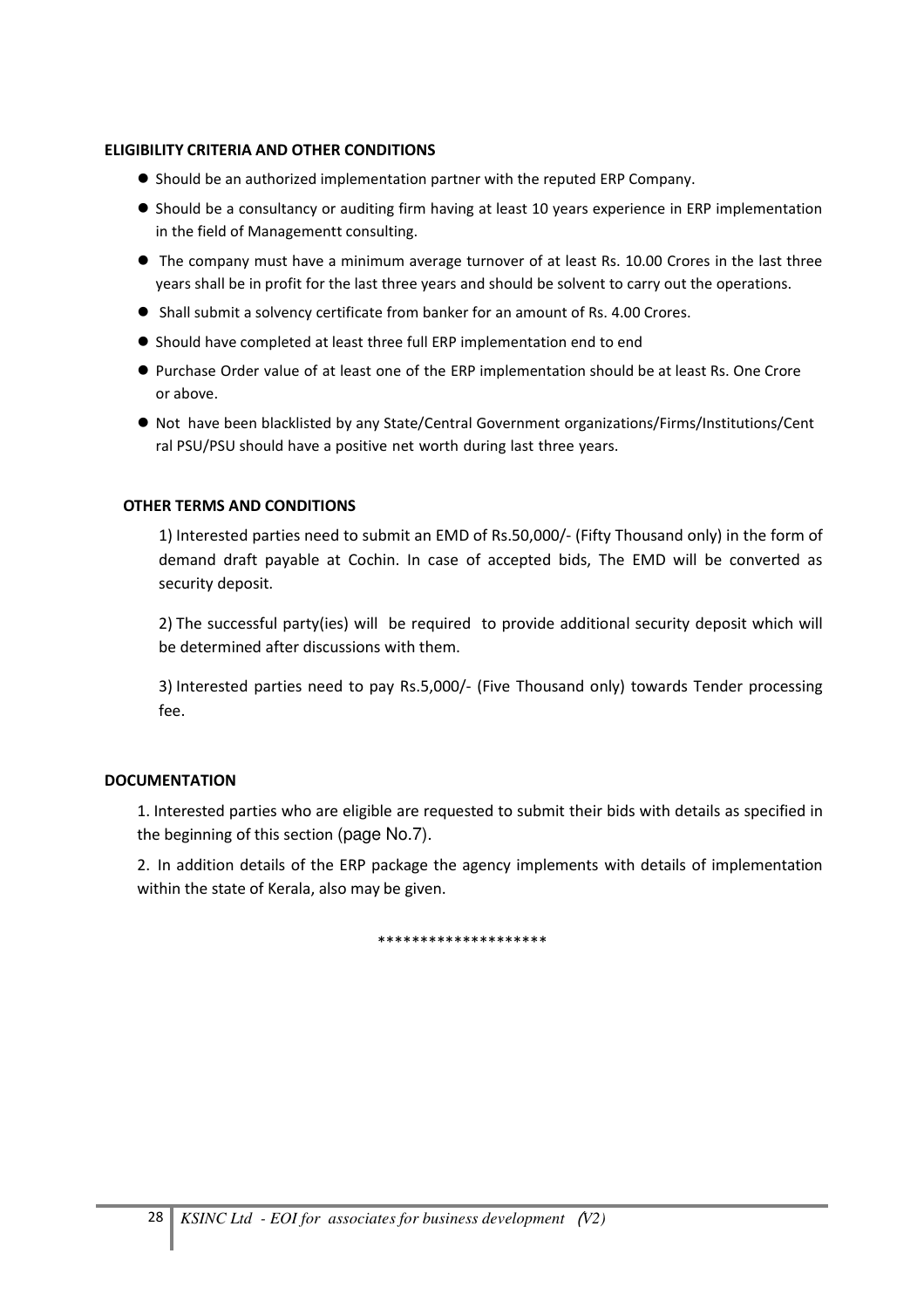**ELIGIBILITY CRITERIA AND OTHER CONDITIONS**

- Should be an authorized implementation partner with the reputed ERP Company.
- Should be a consultancy or auditing firm having at least 10 years experience in ERP implementation in the field of Managementt consulting.
- The company must have a minimum average turnover of at least Rs. 10.00 Crores in the last three years shall be in profit for the last three years and should be solvent to carry out the operations.
- Shall submit a solvency certificate from banker for an amount of Rs. 4.00 Crores.
- Should have completed at least three full ERP implementation end to end
- Purchase Order value of at least one of the ERP implementation should be at least Rs. One Crore or above.
- Not have been blacklisted by any State/Central Government organizations/Firms/Institutions/Cent ral PSU/PSU should have a positive net worth during last three years.

**OTHER TERMS AND CONDITIONS**

1) Interested parties need to submit an EMD of Rs.50,000/- (Fifty Thousand only) in the form of demand draft payable at Cochin. In case of accepted bids, The EMD will be converted as security deposit.

2) The successful party(ies) will be required to provide additional security deposit which will be determined after discussions with them.

3) Interested parties need to pay Rs.5,000/- (Five Thousand only) towards Tender processing fee.

**DOCUMENTATION**

1. Interested parties who are eligible are requested to submit their bids with details as specified in the beginning of this section (page No.7).

2. In addition details of the ERP package the agency implements with details of implementation within the state of Kerala, also may be given.

********************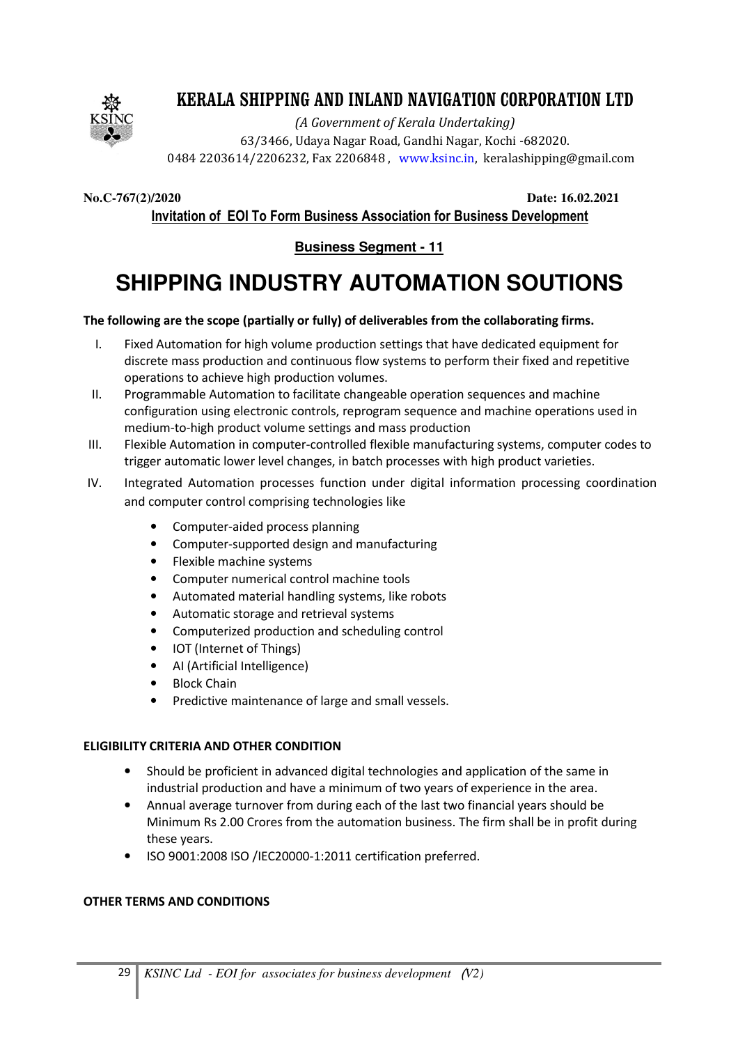# KERALA SHIPPING AND INLAND NAVIGATION CORPORATION LTD

*(A Government of Kerala Undertaking)*
63/3466, Udaya Nagar Road, Gandhi Nagar, Kochi -682020.
0484 2203614/2206232, Fax 2206848 , www.ksinc.in, keralashipping@gmail.com

**No.C-767(2)/2020** **Date: 16.02.2021**

**Invitation of EOI To Form Business Association for Business Development**

**Business Segment - 11**

# SHIPPING INDUSTRY AUTOMATION SOUTIONS

**The following are the scope (partially or fully) of deliverables from the collaborating firms.**

I. Fixed Automation for high volume production settings that have dedicated equipment for discrete mass production and continuous flow systems to perform their fixed and repetitive operations to achieve high production volumes.

II. Programmable Automation to facilitate changeable operation sequences and machine configuration using electronic controls, reprogram sequence and machine operations used in medium-to-high product volume settings and mass production

III. Flexible Automation in computer-controlled flexible manufacturing systems, computer codes to trigger automatic lower level changes, in batch processes with high product varieties.

IV. Integrated Automation processes function under digital information processing coordination and computer control comprising technologies like

- Computer-aided process planning
- Computer-supported design and manufacturing
- Flexible machine systems
- Computer numerical control machine tools
- Automated material handling systems, like robots
- Automatic storage and retrieval systems
- Computerized production and scheduling control
- IOT (Internet of Things)
- AI (Artificial Intelligence)
- Block Chain
- Predictive maintenance of large and small vessels.

**ELIGIBILITY CRITERIA AND OTHER CONDITION**

- Should be proficient in advanced digital technologies and application of the same in industrial production and have a minimum of two years of experience in the area.
- Annual average turnover from during each of the last two financial years should be Minimum Rs 2.00 Crores from the automation business. The firm shall be in profit during these years.
- ISO 9001:2008 ISO /IEC20000-1:2011 certification preferred.

**OTHER TERMS AND CONDITIONS**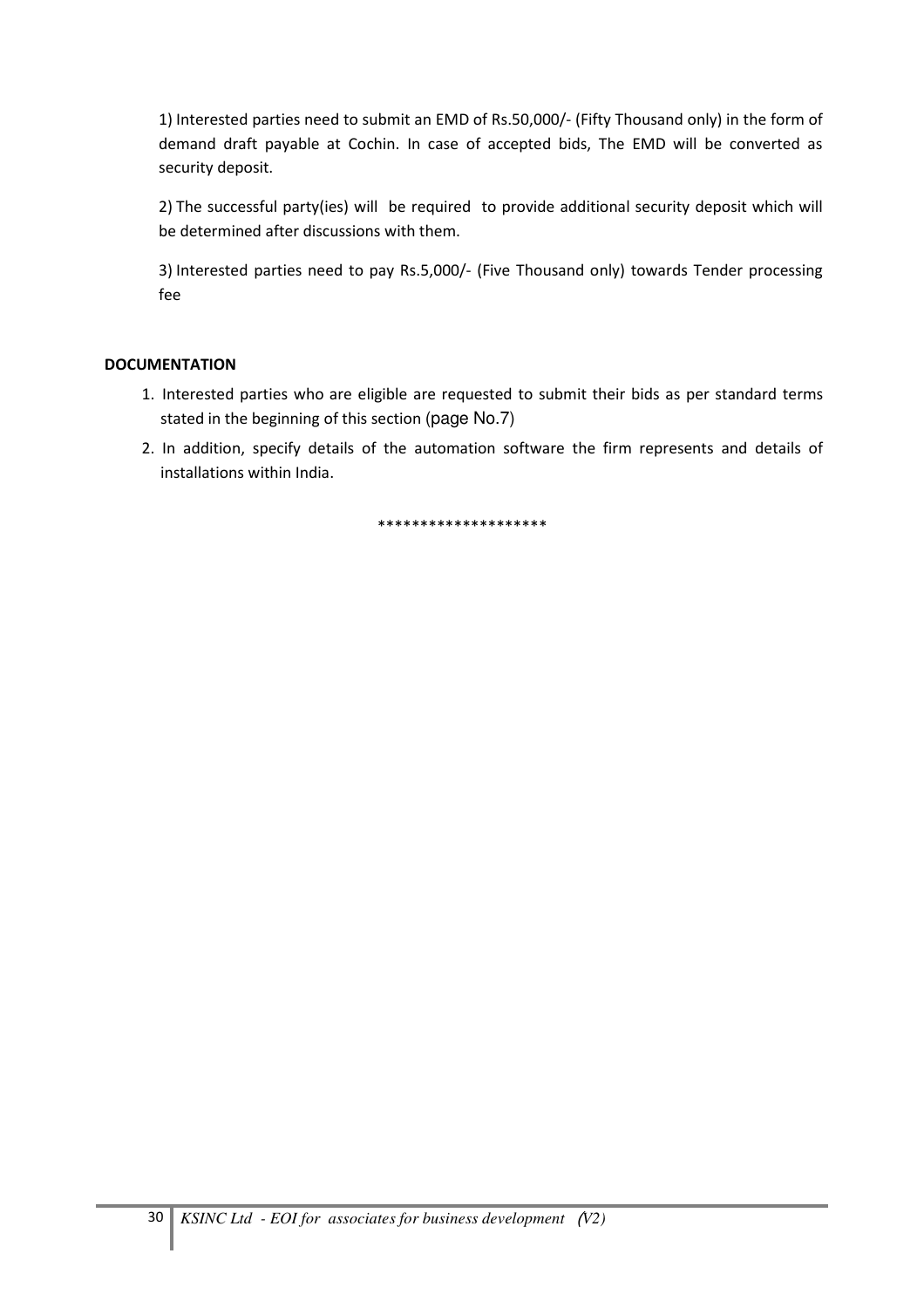1) Interested parties need to submit an EMD of Rs.50,000/- (Fifty Thousand only) in the form of demand draft payable at Cochin. In case of accepted bids, The EMD will be converted as security deposit.

2) The successful party(ies) will be required to provide additional security deposit which will be determined after discussions with them.

3) Interested parties need to pay Rs.5,000/- (Five Thousand only) towards Tender processing fee

**DOCUMENTATION**

1. Interested parties who are eligible are requested to submit their bids as per standard terms stated in the beginning of this section (page No.7)
2. In addition, specify details of the automation software the firm represents and details of installations within India.

********************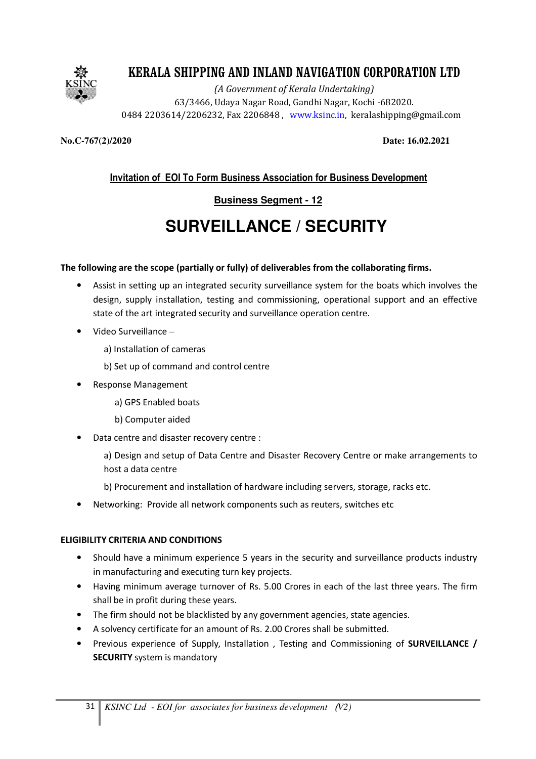# KERALA SHIPPING AND INLAND NAVIGATION CORPORATION LTD

*(A Government of Kerala Undertaking)*
63/3466, Udaya Nagar Road, Gandhi Nagar, Kochi -682020.
0484 2203614/2206232, Fax 2206848 , www.ksinc.in, keralashipping@gmail.com

**No.C-767(2)/2020** **Date: 16.02.2021**

**Invitation of EOI To Form Business Association for Business Development**

**Business Segment - 12**

## SURVEILLANCE / SECURITY

**The following are the scope (partially or fully) of deliverables from the collaborating firms.**

- Assist in setting up an integrated security surveillance system for the boats which involves the design, supply installation, testing and commissioning, operational support and an effective state of the art integrated security and surveillance operation centre.
- Video Surveillance –
  - a) Installation of cameras
  - b) Set up of command and control centre
- Response Management
  - a) GPS Enabled boats
  - b) Computer aided
- Data centre and disaster recovery centre :
  - a) Design and setup of Data Centre and Disaster Recovery Centre or make arrangements to host a data centre
  - b) Procurement and installation of hardware including servers, storage, racks etc.
- Networking: Provide all network components such as reuters, switches etc

**ELIGIBILITY CRITERIA AND CONDITIONS**

- Should have a minimum experience 5 years in the security and surveillance products industry in manufacturing and executing turn key projects.
- Having minimum average turnover of Rs. 5.00 Crores in each of the last three years. The firm shall be in profit during these years.
- The firm should not be blacklisted by any government agencies, state agencies.
- A solvency certificate for an amount of Rs. 2.00 Crores shall be submitted.
- Previous experience of Supply, Installation , Testing and Commissioning of **SURVEILLANCE / SECURITY** system is mandatory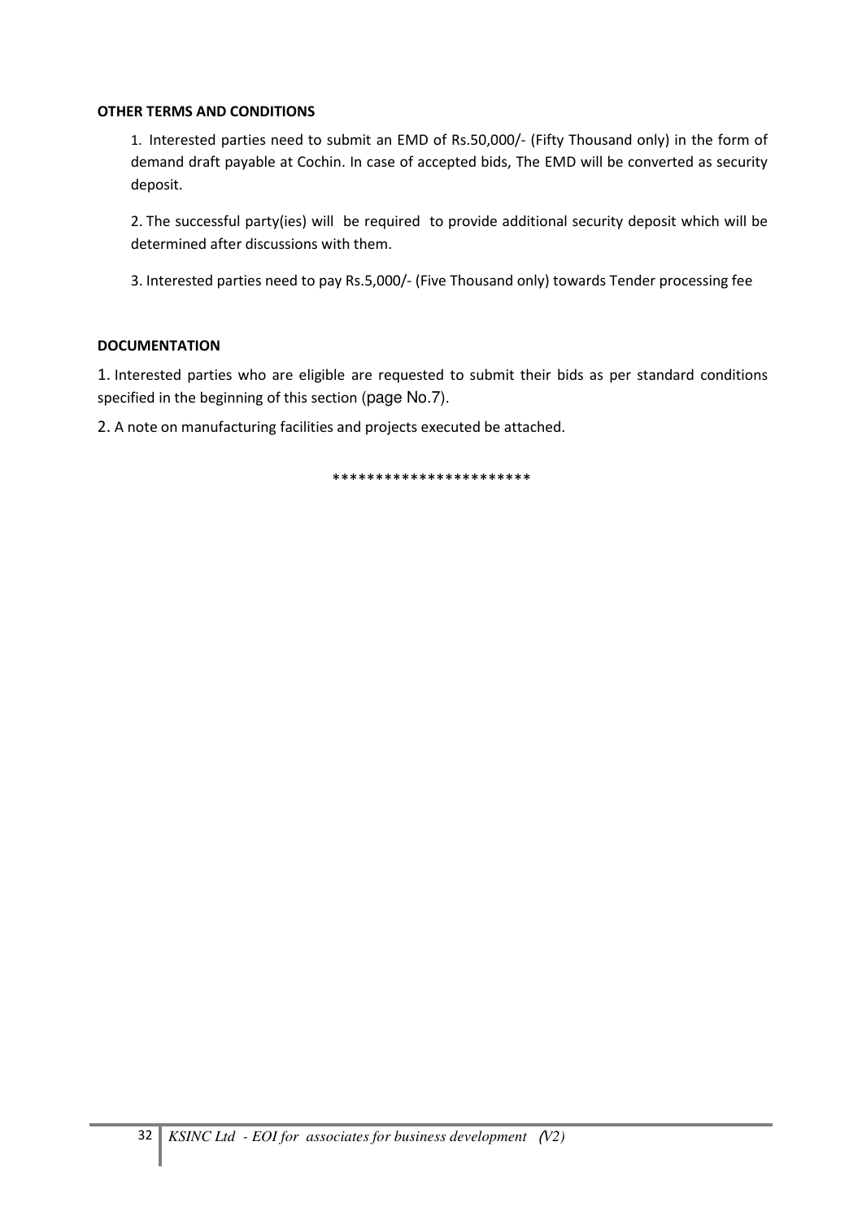**OTHER TERMS AND CONDITIONS**

1. Interested parties need to submit an EMD of Rs.50,000/- (Fifty Thousand only) in the form of demand draft payable at Cochin. In case of accepted bids, The EMD will be converted as security deposit.

2. The successful party(ies) will be required to provide additional security deposit which will be determined after discussions with them.

3. Interested parties need to pay Rs.5,000/- (Five Thousand only) towards Tender processing fee

**DOCUMENTATION**

1. Interested parties who are eligible are requested to submit their bids as per standard conditions specified in the beginning of this section (page No.7).

2. A note on manufacturing facilities and projects executed be attached.

***********************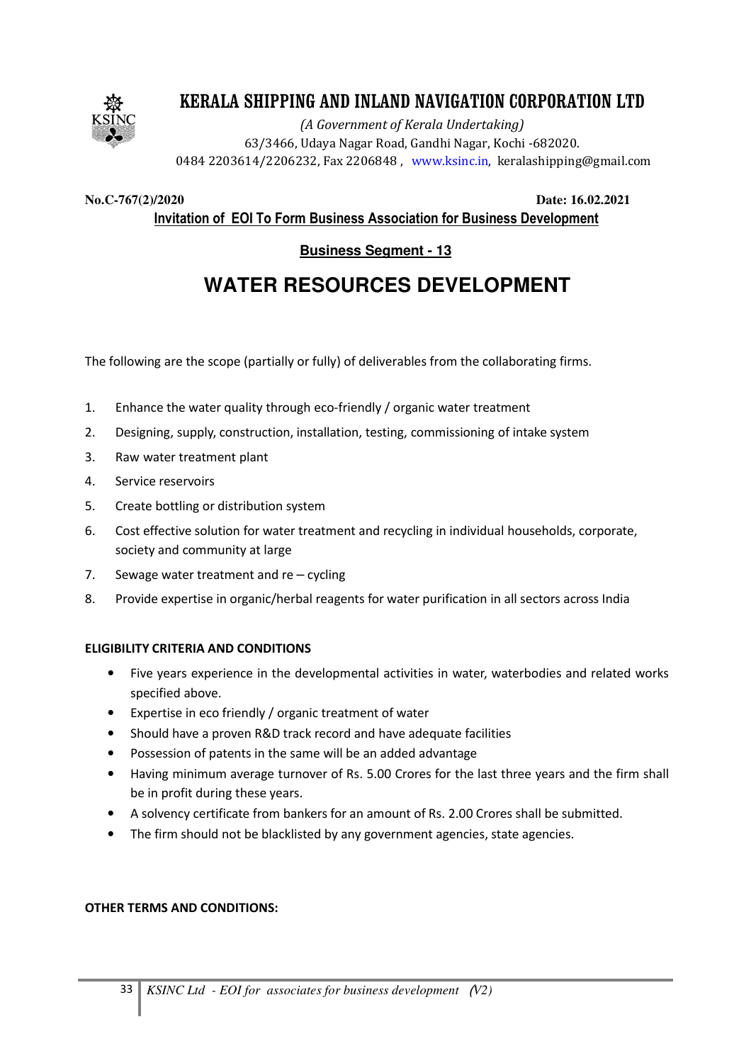# KERALA SHIPPING AND INLAND NAVIGATION CORPORATION LTD

*(A Government of Kerala Undertaking)*
63/3466, Udaya Nagar Road, Gandhi Nagar, Kochi -682020.
0484 2203614/2206232, Fax 2206848 , www.ksinc.in, keralashipping@gmail.com

**No.C-767(2)/2020** **Date: 16.02.2021**

**Invitation of EOI To Form Business Association for Business Development**

**Business Segment - 13**

## WATER RESOURCES DEVELOPMENT

The following are the scope (partially or fully) of deliverables from the collaborating firms.

1. Enhance the water quality through eco-friendly / organic water treatment
2. Designing, supply, construction, installation, testing, commissioning of intake system
3. Raw water treatment plant
4. Service reservoirs
5. Create bottling or distribution system
6. Cost effective solution for water treatment and recycling in individual households, corporate, society and community at large
7. Sewage water treatment and re – cycling
8. Provide expertise in organic/herbal reagents for water purification in all sectors across India

**ELIGIBILITY CRITERIA AND CONDITIONS**

- Five years experience in the developmental activities in water, waterbodies and related works specified above.
- Expertise in eco friendly / organic treatment of water
- Should have a proven R&D track record and have adequate facilities
- Possession of patents in the same will be an added advantage
- Having minimum average turnover of Rs. 5.00 Crores for the last three years and the firm shall be in profit during these years.
- A solvency certificate from bankers for an amount of Rs. 2.00 Crores shall be submitted.
- The firm should not be blacklisted by any government agencies, state agencies.

**OTHER TERMS AND CONDITIONS:**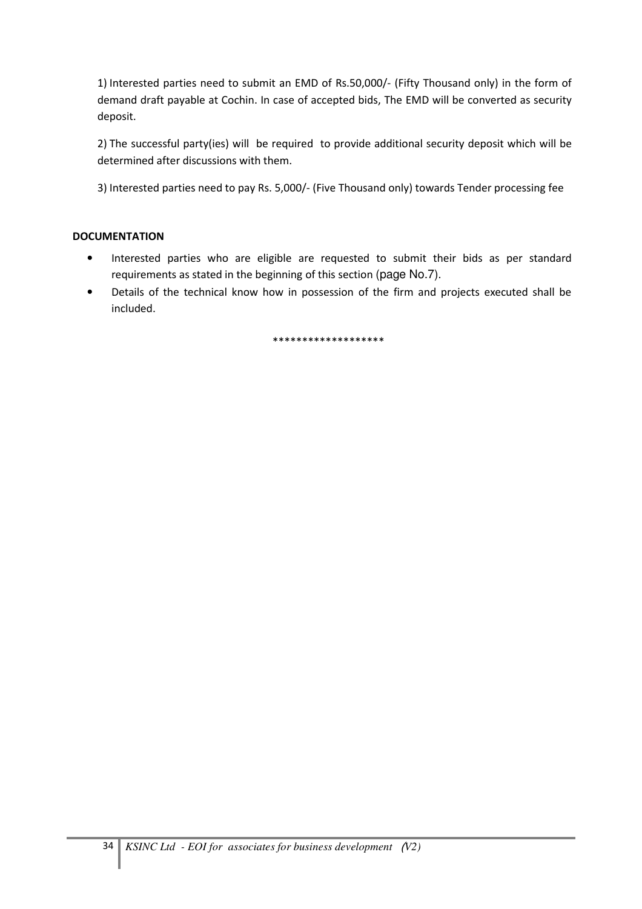1) Interested parties need to submit an EMD of Rs.50,000/- (Fifty Thousand only) in the form of demand draft payable at Cochin. In case of accepted bids, The EMD will be converted as security deposit.

2) The successful party(ies) will be required to provide additional security deposit which will be determined after discussions with them.

3) Interested parties need to pay Rs. 5,000/- (Five Thousand only) towards Tender processing fee

**DOCUMENTATION**

- Interested parties who are eligible are requested to submit their bids as per standard requirements as stated in the beginning of this section (page No.7).
- Details of the technical know how in possession of the firm and projects executed shall be included.

*******************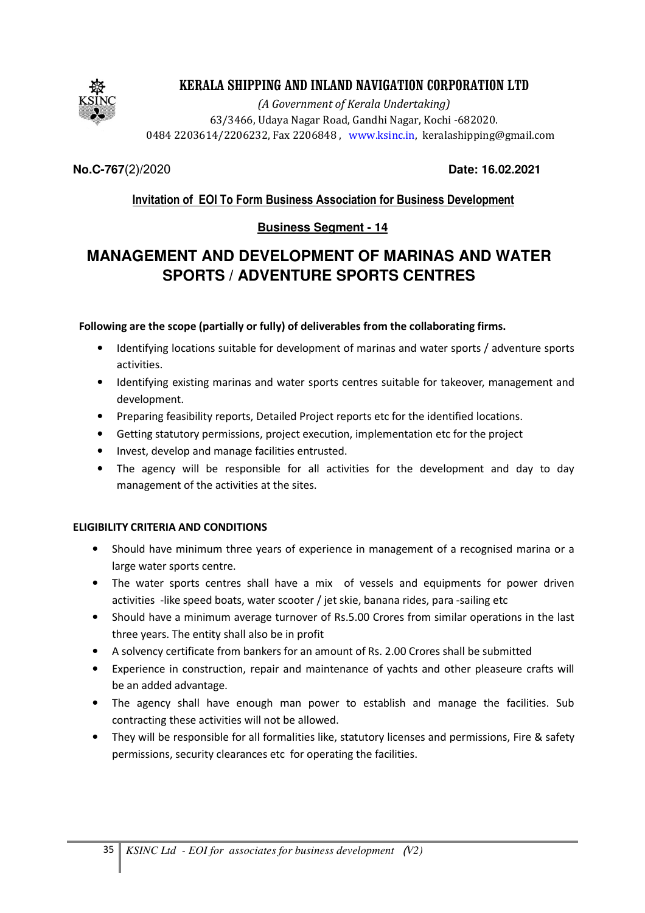# KERALA SHIPPING AND INLAND NAVIGATION CORPORATION LTD

*(A Government of Kerala Undertaking)*
63/3466, Udaya Nagar Road, Gandhi Nagar, Kochi -682020.
0484 2203614/2206232, Fax 2206848 , www.ksinc.in, keralashipping@gmail.com

**No.C-767**(2)/2020 **Date: 16.02.2021**

**Invitation of EOI To Form Business Association for Business Development**

**Business Segment - 14**

## MANAGEMENT AND DEVELOPMENT OF MARINAS AND WATER SPORTS / ADVENTURE SPORTS CENTRES

**Following are the scope (partially or fully) of deliverables from the collaborating firms.**

- Identifying locations suitable for development of marinas and water sports / adventure sports activities.
- Identifying existing marinas and water sports centres suitable for takeover, management and development.
- Preparing feasibility reports, Detailed Project reports etc for the identified locations.
- Getting statutory permissions, project execution, implementation etc for the project
- Invest, develop and manage facilities entrusted.
- The agency will be responsible for all activities for the development and day to day management of the activities at the sites.

**ELIGIBILITY CRITERIA AND CONDITIONS**

- Should have minimum three years of experience in management of a recognised marina or a large water sports centre.
- The water sports centres shall have a mix of vessels and equipments for power driven activities -like speed boats, water scooter / jet skie, banana rides, para -sailing etc
- Should have a minimum average turnover of Rs.5.00 Crores from similar operations in the last three years. The entity shall also be in profit
- A solvency certificate from bankers for an amount of Rs. 2.00 Crores shall be submitted
- Experience in construction, repair and maintenance of yachts and other pleaseure crafts will be an added advantage.
- The agency shall have enough man power to establish and manage the facilities. Sub contracting these activities will not be allowed.
- They will be responsible for all formalities like, statutory licenses and permissions, Fire & safety permissions, security clearances etc for operating the facilities.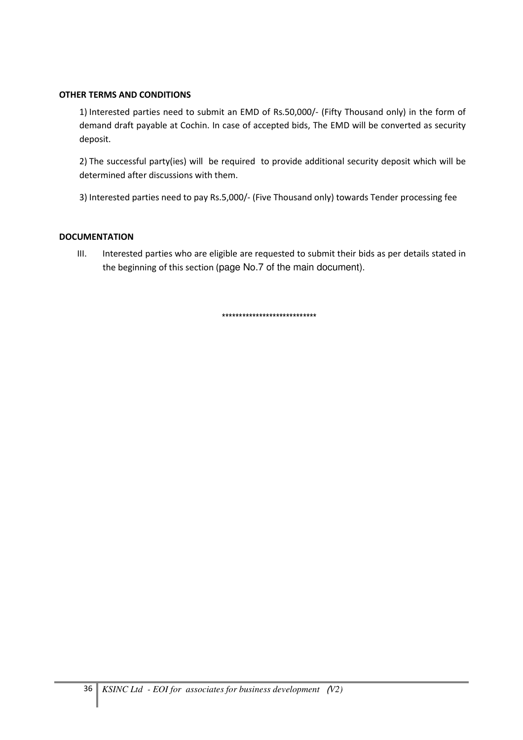**OTHER TERMS AND CONDITIONS**

1) Interested parties need to submit an EMD of Rs.50,000/- (Fifty Thousand only) in the form of demand draft payable at Cochin. In case of accepted bids, The EMD will be converted as security deposit.

2) The successful party(ies) will be required to provide additional security deposit which will be determined after discussions with them.

3) Interested parties need to pay Rs.5,000/- (Five Thousand only) towards Tender processing fee

**DOCUMENTATION**

III. Interested parties who are eligible are requested to submit their bids as per details stated in the beginning of this section (page No.7 of the main document).

****************************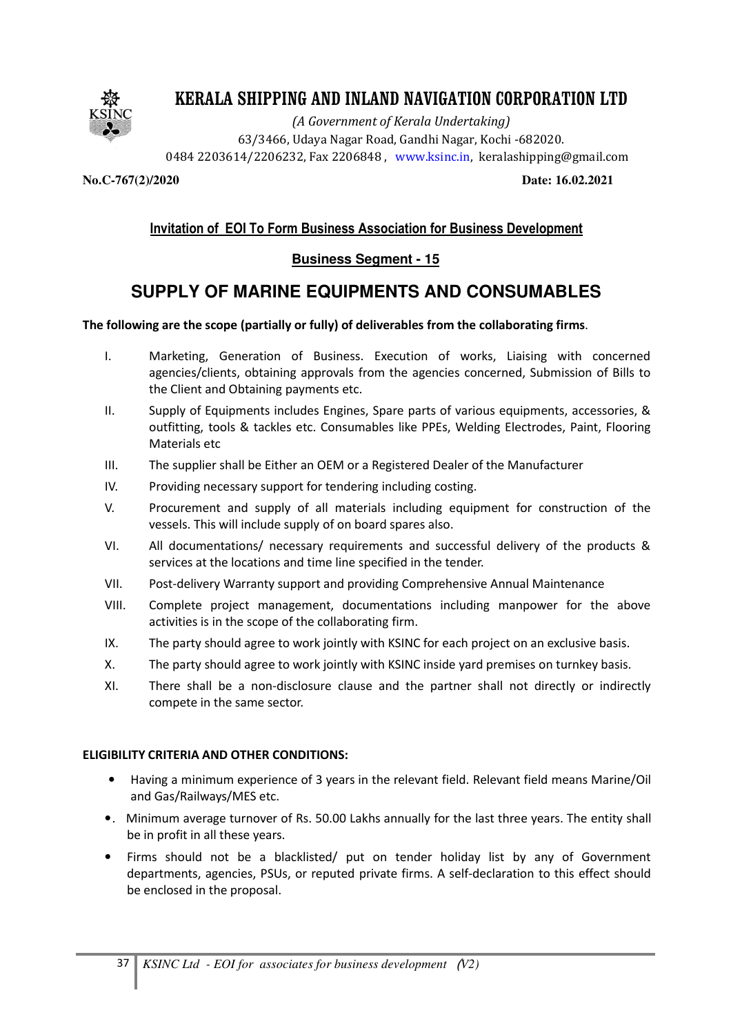# KERALA SHIPPING AND INLAND NAVIGATION CORPORATION LTD

*(A Government of Kerala Undertaking)*
63/3466, Udaya Nagar Road, Gandhi Nagar, Kochi -682020.
0484 2203614/2206232, Fax 2206848 , www.ksinc.in, keralashipping@gmail.com

**No.C-767(2)/2020** **Date: 16.02.2021**

## Invitation of EOI To Form Business Association for Business Development

### Business Segment - 15

## SUPPLY OF MARINE EQUIPMENTS AND CONSUMABLES

**The following are the scope (partially or fully) of deliverables from the collaborating firms**.

I. Marketing, Generation of Business. Execution of works, Liaising with concerned agencies/clients, obtaining approvals from the agencies concerned, Submission of Bills to the Client and Obtaining payments etc.

II. Supply of Equipments includes Engines, Spare parts of various equipments, accessories, & outfitting, tools & tackles etc. Consumables like PPEs, Welding Electrodes, Paint, Flooring Materials etc

III. The supplier shall be Either an OEM or a Registered Dealer of the Manufacturer

IV. Providing necessary support for tendering including costing.

V. Procurement and supply of all materials including equipment for construction of the vessels. This will include supply of on board spares also.

VI. All documentations/ necessary requirements and successful delivery of the products & services at the locations and time line specified in the tender.

VII. Post-delivery Warranty support and providing Comprehensive Annual Maintenance

VIII. Complete project management, documentations including manpower for the above activities is in the scope of the collaborating firm.

IX. The party should agree to work jointly with KSINC for each project on an exclusive basis.

X. The party should agree to work jointly with KSINC inside yard premises on turnkey basis.

XI. There shall be a non-disclosure clause and the partner shall not directly or indirectly compete in the same sector.

**ELIGIBILITY CRITERIA AND OTHER CONDITIONS:**

- Having a minimum experience of 3 years in the relevant field. Relevant field means Marine/Oil and Gas/Railways/MES etc.
- Minimum average turnover of Rs. 50.00 Lakhs annually for the last three years. The entity shall be in profit in all these years.
- Firms should not be a blacklisted/ put on tender holiday list by any of Government departments, agencies, PSUs, or reputed private firms. A self-declaration to this effect should be enclosed in the proposal.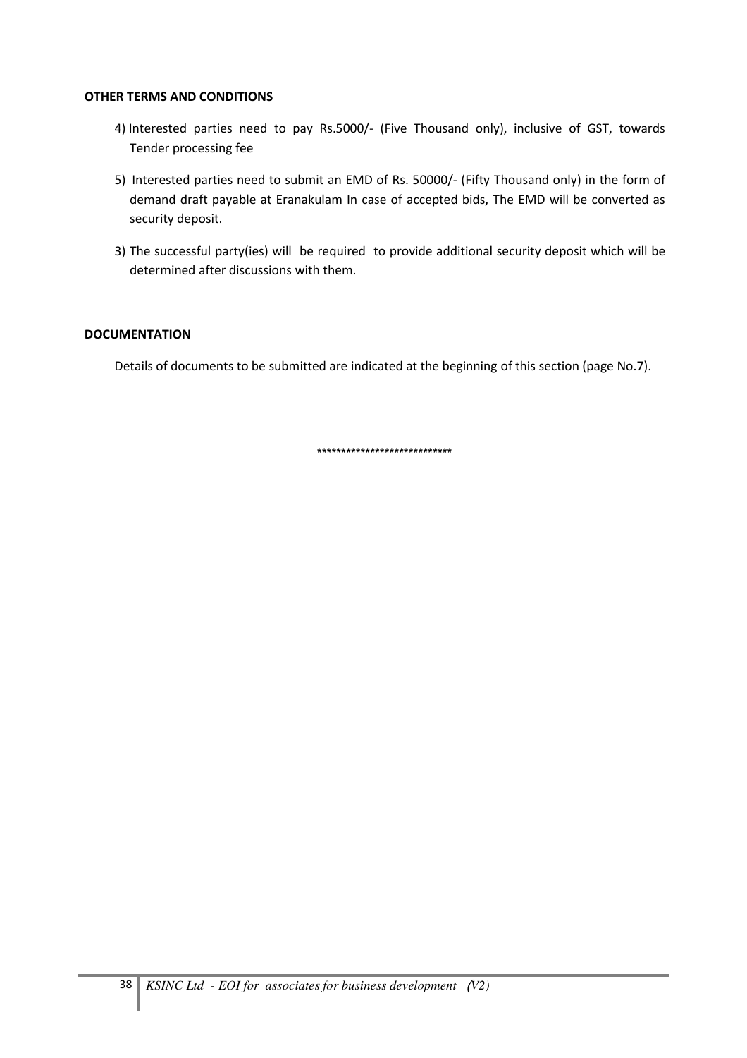**OTHER TERMS AND CONDITIONS**

4) Interested parties need to pay Rs.5000/- (Five Thousand only), inclusive of GST, towards Tender processing fee

5) Interested parties need to submit an EMD of Rs. 50000/- (Fifty Thousand only) in the form of demand draft payable at Eranakulam In case of accepted bids, The EMD will be converted as security deposit.

3) The successful party(ies) will be required to provide additional security deposit which will be determined after discussions with them.

**DOCUMENTATION**

Details of documents to be submitted are indicated at the beginning of this section (page No.7).

****************************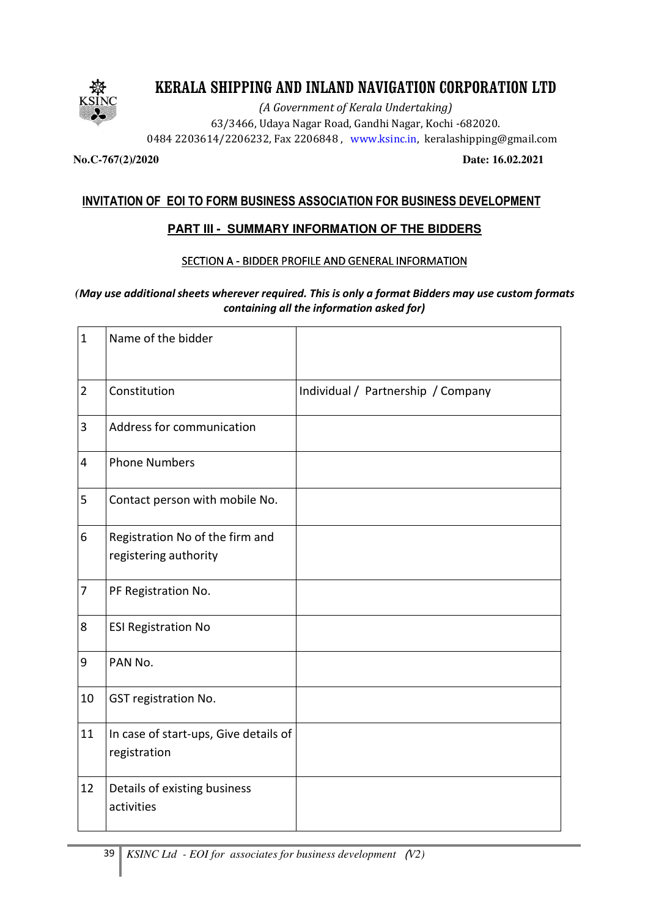# KERALA SHIPPING AND INLAND NAVIGATION CORPORATION LTD

*(A Government of Kerala Undertaking)*

63/3466, Udaya Nagar Road, Gandhi Nagar, Kochi -682020.

0484 2203614/2206232, Fax 2206848 , www.ksinc.in, keralashipping@gmail.com

**No.C-767(2)/2020** **Date: 16.02.2021**

## INVITATION OF EOI TO FORM BUSINESS ASSOCIATION FOR BUSINESS DEVELOPMENT

### PART III - SUMMARY INFORMATION OF THE BIDDERS

#### SECTION A - BIDDER PROFILE AND GENERAL INFORMATION

***(May use additional sheets wherever required. This is only a format Bidders may use custom formats containing all the information asked for)***

| | | |
|---|---|---|
| 1 | Name of the bidder | |
| 2 | Constitution | Individual / Partnership / Company |
| 3 | Address for communication | |
| 4 | Phone Numbers | |
| 5 | Contact person with mobile No. | |
| 6 | Registration No of the firm and registering authority | |
| 7 | PF Registration No. | |
| 8 | ESI Registration No | |
| 9 | PAN No. | |
| 10 | GST registration No. | |
| 11 | In case of start-ups, Give details of registration | |
| 12 | Details of existing business activities | |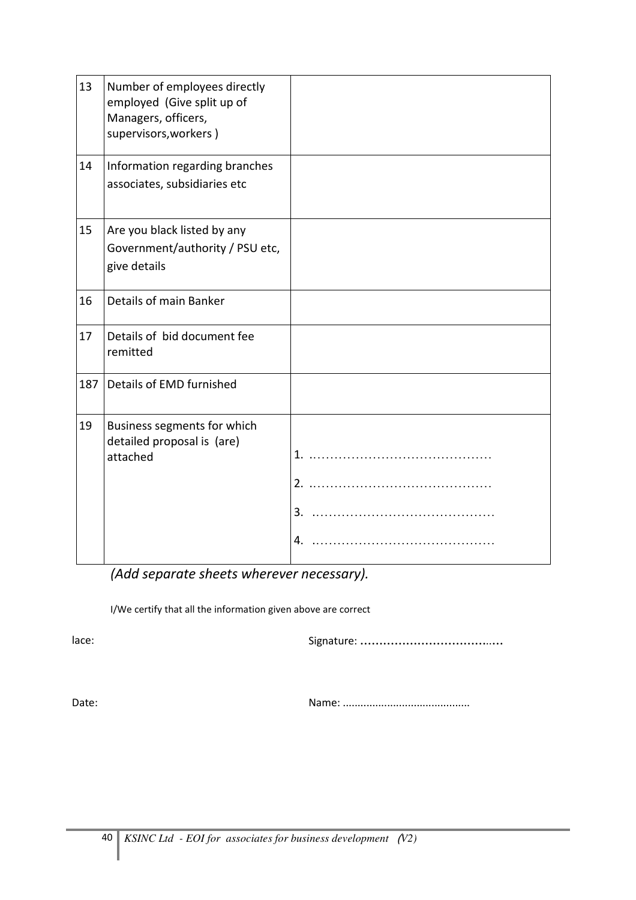| 13 | Number of employees directly employed (Give split up of Managers, officers, supervisors,workers ) | |
|---|---|---|
| 14 | Information regarding branches associates, subsidiaries etc | |
| 15 | Are you black listed by any Government/authority / PSU etc, give details | |
| 16 | Details of main Banker | |
| 17 | Details of bid document fee remitted | |
| 187 | Details of EMD furnished | |
| 19 | Business segments for which detailed proposal is (are) attached | 1. ………………………………………<br>2. ………………………………………<br>3. ………………………………………<br>4. ……………………………………… |

*(Add separate sheets wherever necessary).*

I/We certify that all the information given above are correct

lace: Signature: ………………………………..

Date: Name: ……………………………………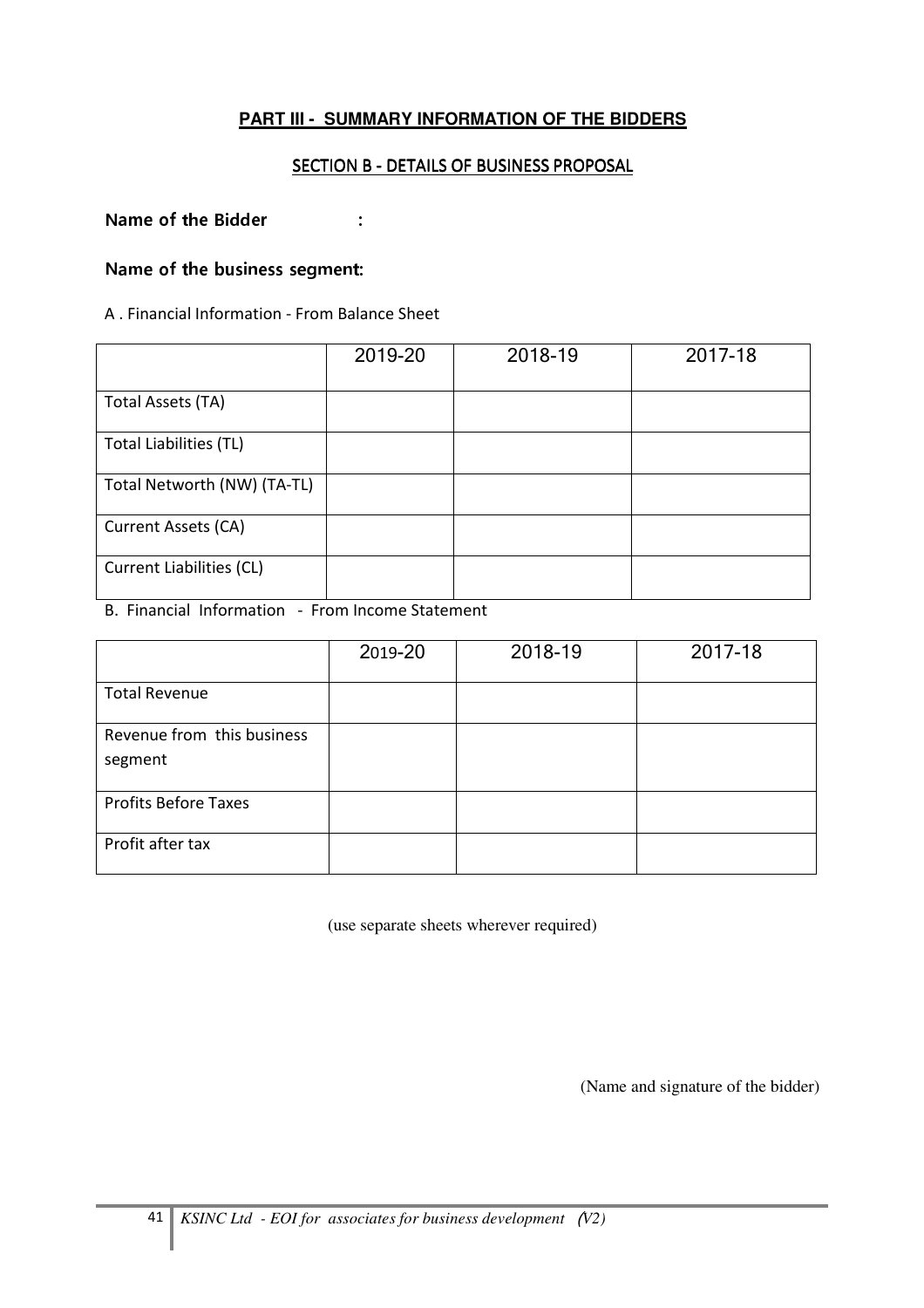## PART III - SUMMARY INFORMATION OF THE BIDDERS

### SECTION B - DETAILS OF BUSINESS PROPOSAL

**Name of the Bidder :**

**Name of the business segment:**

A . Financial Information - From Balance Sheet

| | 2019-20 | 2018-19 | 2017-18 |
|---|---|---|---|
| Total Assets (TA) | | | |
| Total Liabilities (TL) | | | |
| Total Networth (NW) (TA-TL) | | | |
| Current Assets (CA) | | | |
| Current Liabilities (CL) | | | |

B. Financial Information - From Income Statement

| | 2019-20 | 2018-19 | 2017-18 |
|---|---|---|---|
| Total Revenue | | | |
| Revenue from this business segment | | | |
| Profits Before Taxes | | | |
| Profit after tax | | | |

(use separate sheets wherever required)

(Name and signature of the bidder)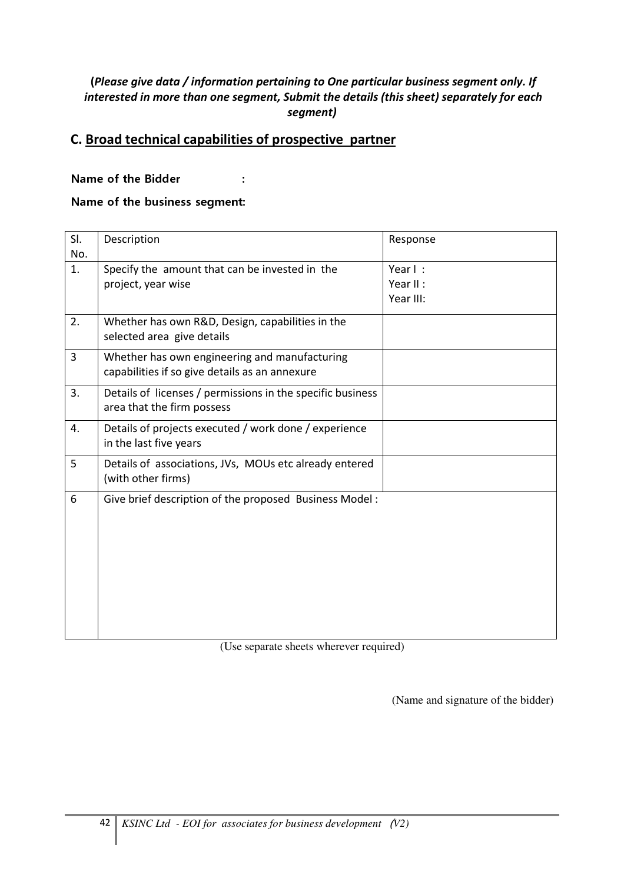***(Please give data / information pertaining to One particular business segment only. If interested in more than one segment, Submit the details (this sheet) separately for each segment)***

## C. Broad technical capabilities of prospective partner

**Name of the Bidder :**

**Name of the business segment:**

| Sl. No. | Description | Response |
|---|---|---|
| 1. | Specify the amount that can be invested in the project, year wise | Year I :<br>Year II :<br>Year III: |
| 2. | Whether has own R&D, Design, capabilities in the selected area give details | |
| 3 | Whether has own engineering and manufacturing capabilities if so give details as an annexure | |
| 3. | Details of licenses / permissions in the specific business area that the firm possess | |
| 4. | Details of projects executed / work done / experience in the last five years | |
| 5 | Details of associations, JVs, MOUs etc already entered (with other firms) | |
| 6 | Give brief description of the proposed Business Model : | |

(Use separate sheets wherever required)

(Name and signature of the bidder)